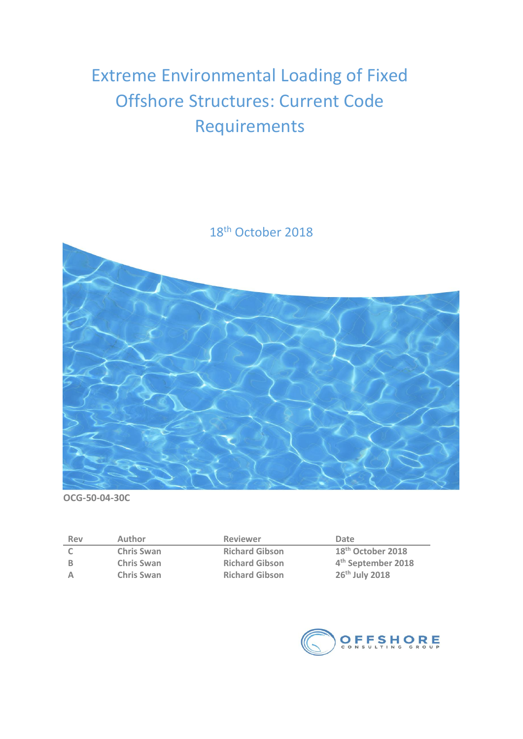# Extreme Environmental Loading of Fixed Offshore Structures: Current Code Requirements

18th October 2018

**OCG-50-04-30C**

| Rev | Author | Reviewer | Date |
|---|---|---|---|
| C | Chris Swan | Richard Gibson | 18th October 2018 |
| B | Chris Swan | Richard Gibson | 4th September 2018 |
| A | Chris Swan | Richard Gibson | 26th July 2018 |

OFFSHORE CONSULTING GROUP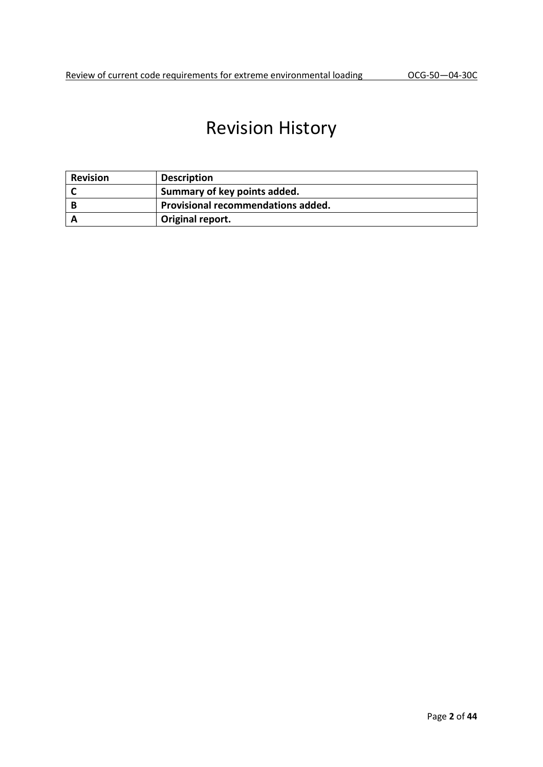# Revision History

| Revision | Description |
|---|---|
| **C** | **Summary of key points added.** |
| **B** | **Provisional recommendations added.** |
| **A** | **Original report.** |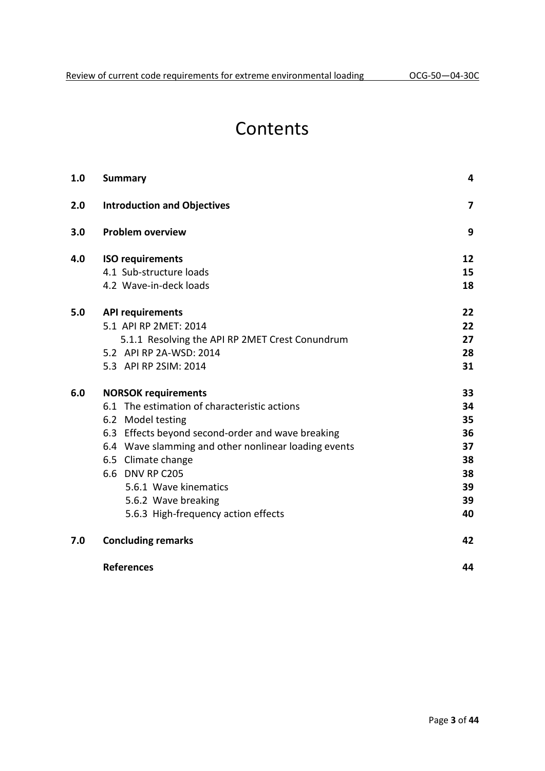# Contents

| | | |
|---|---|---|
| **1.0** | **Summary** | **4** |
| **2.0** | **Introduction and Objectives** | **7** |
| **3.0** | **Problem overview** | **9** |
| **4.0** | **ISO requirements** | **12** |
| | 4.1 Sub-structure loads | **15** |
| | 4.2 Wave-in-deck loads | **18** |
| **5.0** | **API requirements** | **22** |
| | 5.1 API RP 2MET: 2014 | **22** |
| | 5.1.1 Resolving the API RP 2MET Crest Conundrum | **27** |
| | 5.2 API RP 2A-WSD: 2014 | **28** |
| | 5.3 API RP 2SIM: 2014 | **31** |
| **6.0** | **NORSOK requirements** | **33** |
| | 6.1 The estimation of characteristic actions | **34** |
| | 6.2 Model testing | **35** |
| | 6.3 Effects beyond second-order and wave breaking | **36** |
| | 6.4 Wave slamming and other nonlinear loading events | **37** |
| | 6.5 Climate change | **38** |
| | 6.6 DNV RP C205 | **38** |
| | 5.6.1 Wave kinematics | **39** |
| | 5.6.2 Wave breaking | **39** |
| | 5.6.3 High-frequency action effects | **40** |
| **7.0** | **Concluding remarks** | **42** |
| | **References** | **44** |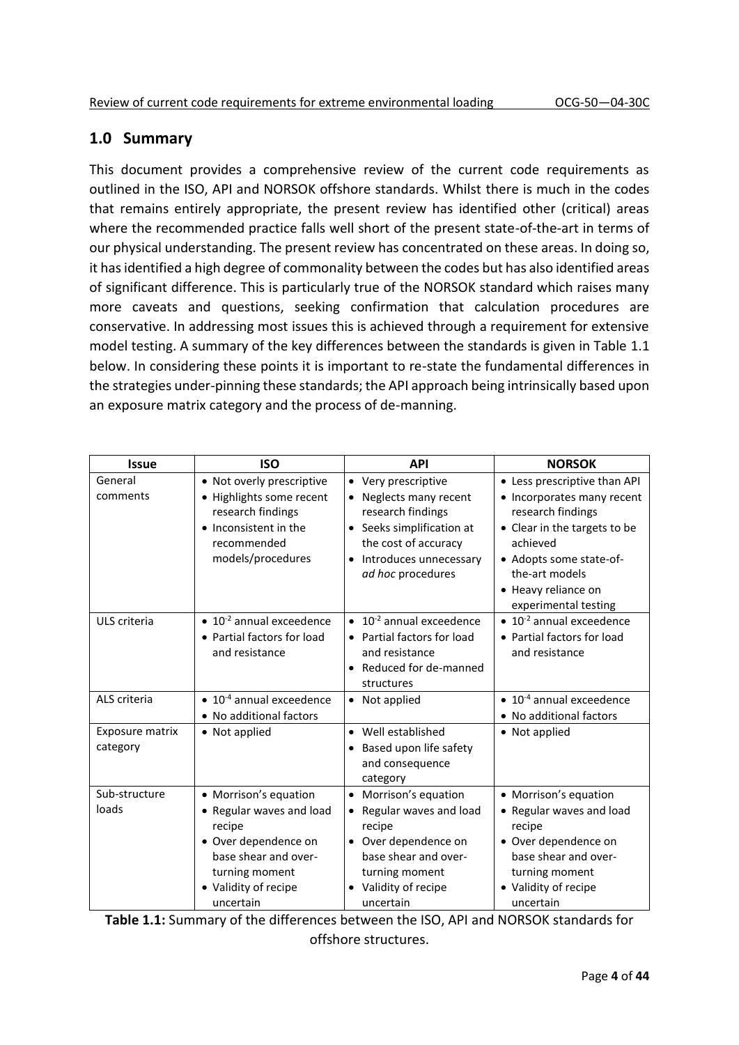## 1.0 Summary

This document provides a comprehensive review of the current code requirements as outlined in the ISO, API and NORSOK offshore standards. Whilst there is much in the codes that remains entirely appropriate, the present review has identified other (critical) areas where the recommended practice falls well short of the present state-of-the-art in terms of our physical understanding. The present review has concentrated on these areas. In doing so, it has identified a high degree of commonality between the codes but has also identified areas of significant difference. This is particularly true of the NORSOK standard which raises many more caveats and questions, seeking confirmation that calculation procedures are conservative. In addressing most issues this is achieved through a requirement for extensive model testing. A summary of the key differences between the standards is given in Table 1.1 below. In considering these points it is important to re-state the fundamental differences in the strategies under-pinning these standards; the API approach being intrinsically based upon an exposure matrix category and the process of de-manning.

| Issue | ISO | API | NORSOK |
|---|---|---|---|
| General comments | • Not overly prescriptive<br>• Highlights some recent research findings<br>• Inconsistent in the recommended models/procedures | • Very prescriptive<br>• Neglects many recent research findings<br>• Seeks simplification at the cost of accuracy<br>• Introduces unnecessary *ad hoc* procedures | • Less prescriptive than API<br>• Incorporates many recent research findings<br>• Clear in the targets to be achieved<br>• Adopts some state-of-the-art models<br>• Heavy reliance on experimental testing |
| ULS criteria | • $10^{-2}$ annual exceedence<br>• Partial factors for load and resistance | • $10^{-2}$ annual exceedence<br>• Partial factors for load and resistance<br>• Reduced for de-manned structures | • $10^{-2}$ annual exceedence<br>• Partial factors for load and resistance |
| ALS criteria | • $10^{-4}$ annual exceedence<br>• No additional factors | • Not applied | • $10^{-4}$ annual exceedence<br>• No additional factors |
| Exposure matrix category | • Not applied | • Well established<br>• Based upon life safety and consequence category | • Not applied |
| Sub-structure loads | • Morrison's equation<br>• Regular waves and load recipe<br>• Over dependence on base shear and over-turning moment<br>• Validity of recipe uncertain | • Morrison's equation<br>• Regular waves and load recipe<br>• Over dependence on base shear and over-turning moment<br>• Validity of recipe uncertain | • Morrison's equation<br>• Regular waves and load recipe<br>• Over dependence on base shear and over-turning moment<br>• Validity of recipe uncertain |

**Table 1.1:** Summary of the differences between the ISO, API and NORSOK standards for offshore structures.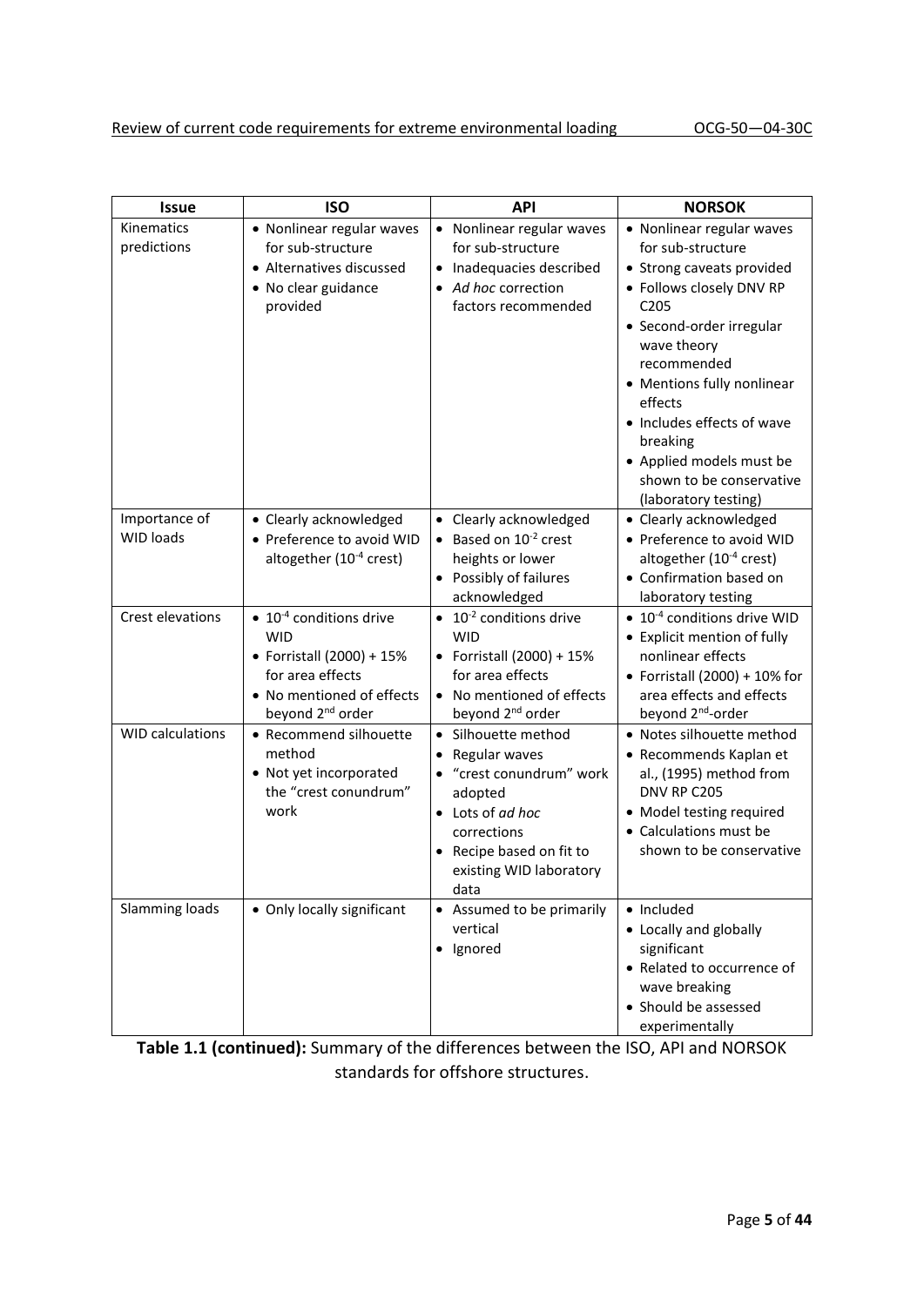| Issue | ISO | API | NORSOK |
|---|---|---|---|
| Kinematics predictions | • Nonlinear regular waves for sub-structure<br>• Alternatives discussed<br>• No clear guidance provided | • Nonlinear regular waves for sub-structure<br>• Inadequacies described<br>• *Ad hoc* correction factors recommended | • Nonlinear regular waves for sub-structure<br>• Strong caveats provided<br>• Follows closely DNV RP C205<br>• Second-order irregular wave theory recommended<br>• Mentions fully nonlinear effects<br>• Includes effects of wave breaking<br>• Applied models must be shown to be conservative (laboratory testing) |
| Importance of WID loads | • Clearly acknowledged<br>• Preference to avoid WID altogether ($10^{-4}$ crest) | • Clearly acknowledged<br>• Based on $10^{-2}$ crest heights or lower<br>• Possibly of failures acknowledged | • Clearly acknowledged<br>• Preference to avoid WID altogether ($10^{-4}$ crest)<br>• Confirmation based on laboratory testing |
| Crest elevations | • $10^{-4}$ conditions drive WID<br>• Forristall (2000) + 15% for area effects<br>• No mentioned of effects beyond 2nd order | • $10^{-2}$ conditions drive WID<br>• Forristall (2000) + 15% for area effects<br>• No mentioned of effects beyond 2nd order | • $10^{-4}$ conditions drive WID<br>• Explicit mention of fully nonlinear effects<br>• Forristall (2000) + 10% for area effects and effects beyond 2nd-order |
| WID calculations | • Recommend silhouette method<br>• Not yet incorporated the "crest conundrum" work | • Silhouette method<br>• Regular waves<br>• "crest conundrum" work adopted<br>• Lots of *ad hoc* corrections<br>• Recipe based on fit to existing WID laboratory data | • Notes silhouette method<br>• Recommends Kaplan et al., (1995) method from DNV RP C205<br>• Model testing required<br>• Calculations must be shown to be conservative |
| Slamming loads | • Only locally significant | • Assumed to be primarily vertical<br>• Ignored | • Included<br>• Locally and globally significant<br>• Related to occurrence of wave breaking<br>• Should be assessed experimentally |

**Table 1.1 (continued):** Summary of the differences between the ISO, API and NORSOK standards for offshore structures.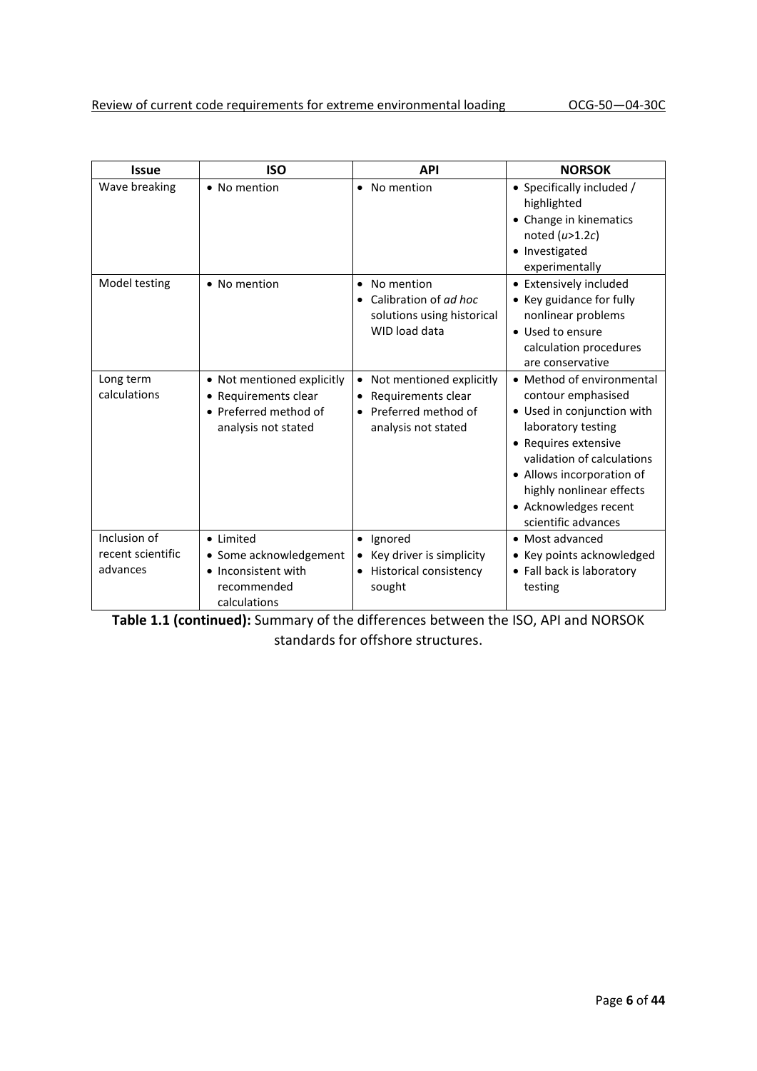| Issue | ISO | API | NORSOK |
|---|---|---|---|
| Wave breaking | • No mention | • No mention | • Specifically included / highlighted<br>• Change in kinematics noted ($u$>1.2$c$)<br>• Investigated experimentally |
| Model testing | • No mention | • No mention<br>• Calibration of *ad hoc* solutions using historical WID load data | • Extensively included<br>• Key guidance for fully nonlinear problems<br>• Used to ensure calculation procedures are conservative |
| Long term calculations | • Not mentioned explicitly<br>• Requirements clear<br>• Preferred method of analysis not stated | • Not mentioned explicitly<br>• Requirements clear<br>• Preferred method of analysis not stated | • Method of environmental contour emphasised<br>• Used in conjunction with laboratory testing<br>• Requires extensive validation of calculations<br>• Allows incorporation of highly nonlinear effects<br>• Acknowledges recent scientific advances |
| Inclusion of recent scientific advances | • Limited<br>• Some acknowledgement<br>• Inconsistent with recommended calculations | • Ignored<br>• Key driver is simplicity<br>• Historical consistency sought | • Most advanced<br>• Key points acknowledged<br>• Fall back is laboratory testing |

**Table 1.1 (continued):** Summary of the differences between the ISO, API and NORSOK standards for offshore structures.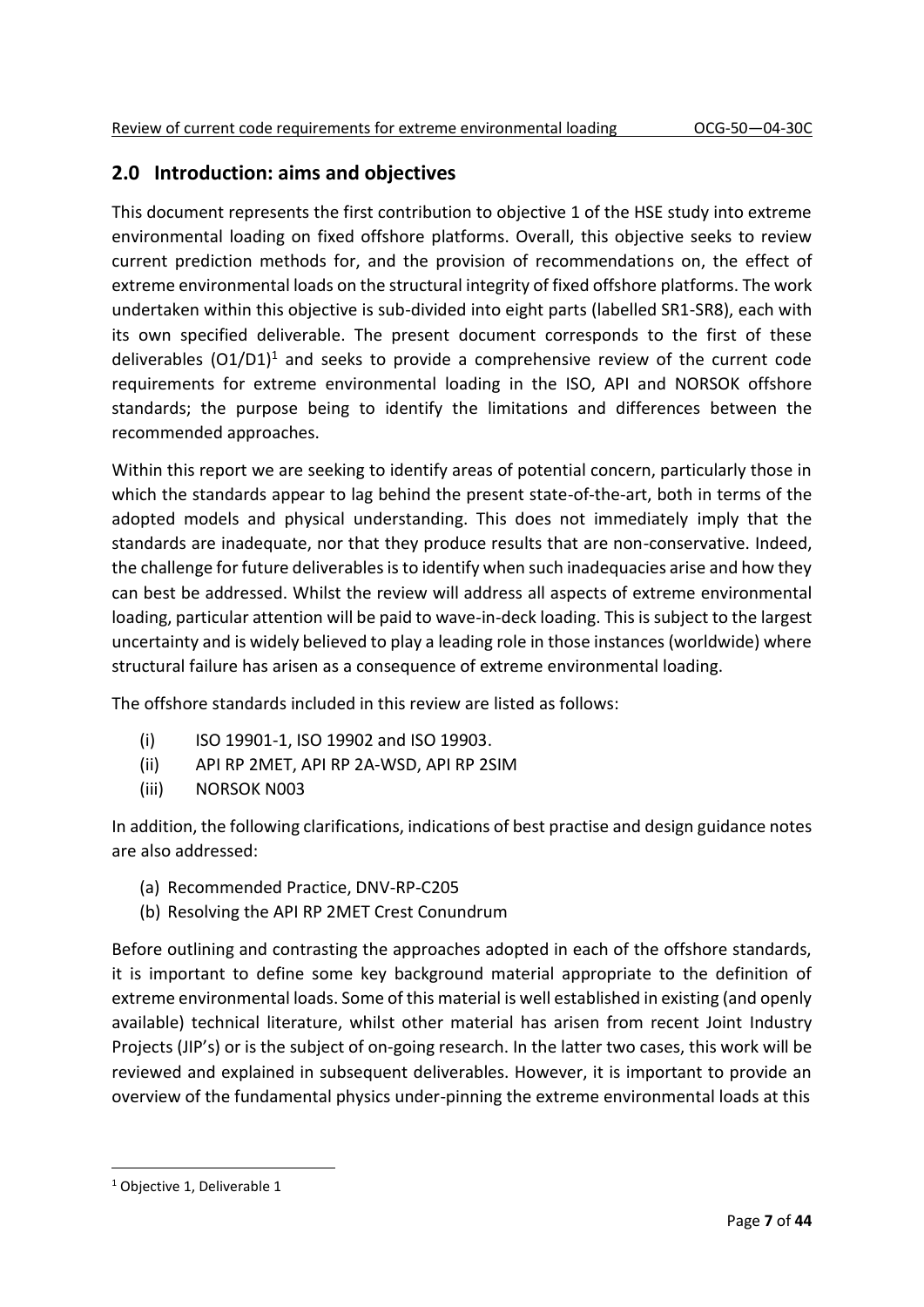## 2.0 Introduction: aims and objectives

This document represents the first contribution to objective 1 of the HSE study into extreme environmental loading on fixed offshore platforms. Overall, this objective seeks to review current prediction methods for, and the provision of recommendations on, the effect of extreme environmental loads on the structural integrity of fixed offshore platforms. The work undertaken within this objective is sub-divided into eight parts (labelled SR1-SR8), each with its own specified deliverable. The present document corresponds to the first of these deliverables (O1/D1)[1] and seeks to provide a comprehensive review of the current code requirements for extreme environmental loading in the ISO, API and NORSOK offshore standards; the purpose being to identify the limitations and differences between the recommended approaches.

Within this report we are seeking to identify areas of potential concern, particularly those in which the standards appear to lag behind the present state-of-the-art, both in terms of the adopted models and physical understanding. This does not immediately imply that the standards are inadequate, nor that they produce results that are non-conservative. Indeed, the challenge for future deliverables is to identify when such inadequacies arise and how they can best be addressed. Whilst the review will address all aspects of extreme environmental loading, particular attention will be paid to wave-in-deck loading. This is subject to the largest uncertainty and is widely believed to play a leading role in those instances (worldwide) where structural failure has arisen as a consequence of extreme environmental loading.

The offshore standards included in this review are listed as follows:

- (i) ISO 19901-1, ISO 19902 and ISO 19903.
- (ii) API RP 2MET, API RP 2A-WSD, API RP 2SIM
- (iii) NORSOK N003

In addition, the following clarifications, indications of best practise and design guidance notes are also addressed:

- (a) Recommended Practice, DNV-RP-C205
- (b) Resolving the API RP 2MET Crest Conundrum

Before outlining and contrasting the approaches adopted in each of the offshore standards, it is important to define some key background material appropriate to the definition of extreme environmental loads. Some of this material is well established in existing (and openly available) technical literature, whilst other material has arisen from recent Joint Industry Projects (JIP's) or is the subject of on-going research. In the latter two cases, this work will be reviewed and explained in subsequent deliverables. However, it is important to provide an overview of the fundamental physics under-pinning the extreme environmental loads at this

[1] Objective 1, Deliverable 1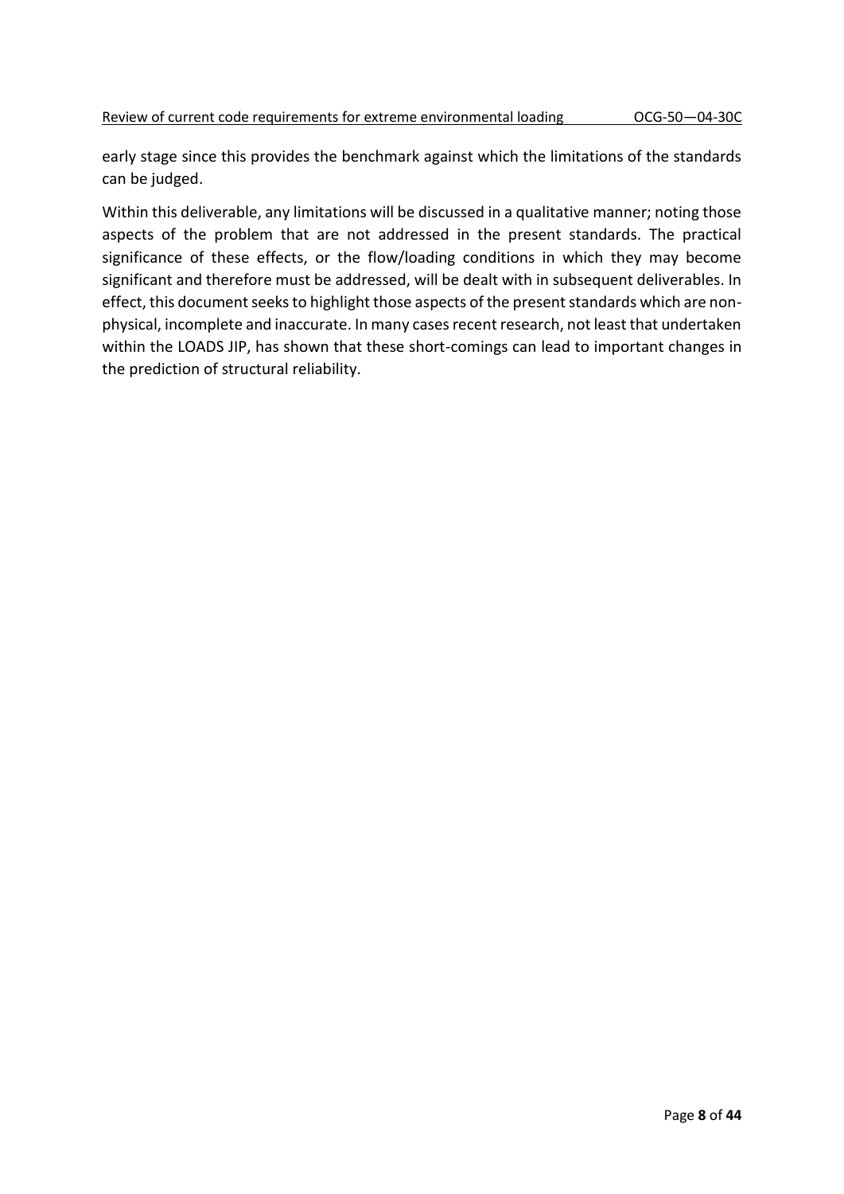early stage since this provides the benchmark against which the limitations of the standards can be judged.

Within this deliverable, any limitations will be discussed in a qualitative manner; noting those aspects of the problem that are not addressed in the present standards. The practical significance of these effects, or the flow/loading conditions in which they may become significant and therefore must be addressed, will be dealt with in subsequent deliverables. In effect, this document seeks to highlight those aspects of the present standards which are non-physical, incomplete and inaccurate. In many cases recent research, not least that undertaken within the LOADS JIP, has shown that these short-comings can lead to important changes in the prediction of structural reliability.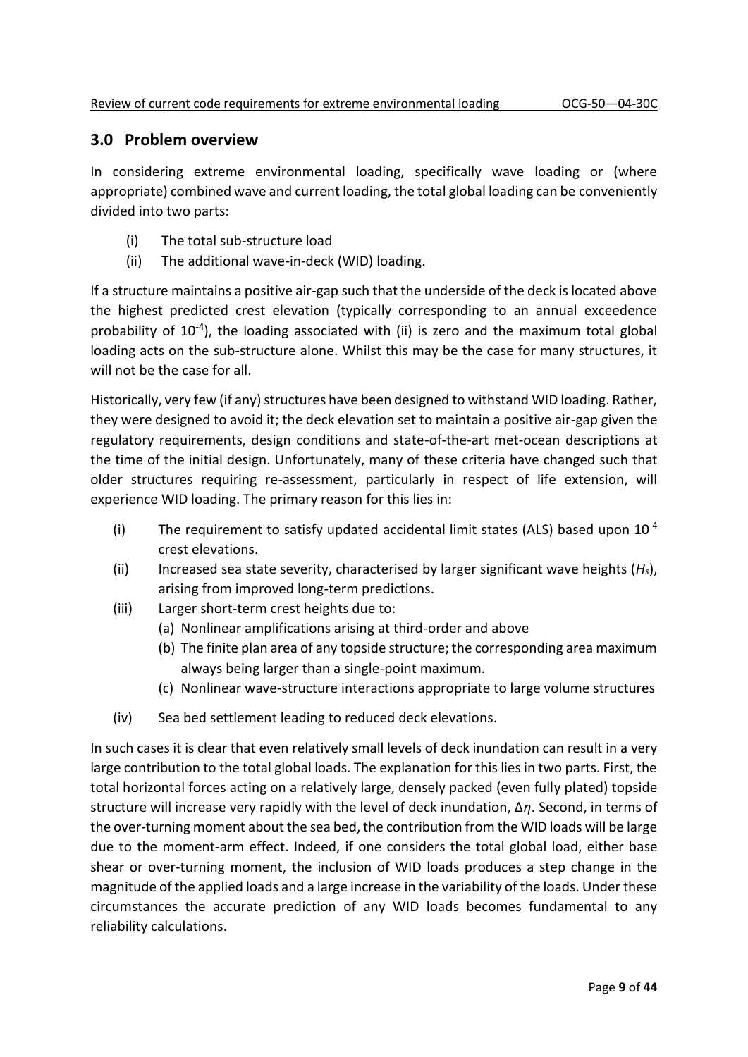## 3.0 Problem overview

In considering extreme environmental loading, specifically wave loading or (where appropriate) combined wave and current loading, the total global loading can be conveniently divided into two parts:

(i) The total sub-structure load

(ii) The additional wave-in-deck (WID) loading.

If a structure maintains a positive air-gap such that the underside of the deck is located above the highest predicted crest elevation (typically corresponding to an annual exceedence probability of $10^{-4}$), the loading associated with (ii) is zero and the maximum total global loading acts on the sub-structure alone. Whilst this may be the case for many structures, it will not be the case for all.

Historically, very few (if any) structures have been designed to withstand WID loading. Rather, they were designed to avoid it; the deck elevation set to maintain a positive air-gap given the regulatory requirements, design conditions and state-of-the-art met-ocean descriptions at the time of the initial design. Unfortunately, many of these criteria have changed such that older structures requiring re-assessment, particularly in respect of life extension, will experience WID loading. The primary reason for this lies in:

(i) The requirement to satisfy updated accidental limit states (ALS) based upon $10^{-4}$ crest elevations.

(ii) Increased sea state severity, characterised by larger significant wave heights ($H_s$), arising from improved long-term predictions.

(iii) Larger short-term crest heights due to:
   - (a) Nonlinear amplifications arising at third-order and above
   - (b) The finite plan area of any topside structure; the corresponding area maximum always being larger than a single-point maximum.
   - (c) Nonlinear wave-structure interactions appropriate to large volume structures

(iv) Sea bed settlement leading to reduced deck elevations.

In such cases it is clear that even relatively small levels of deck inundation can result in a very large contribution to the total global loads. The explanation for this lies in two parts. First, the total horizontal forces acting on a relatively large, densely packed (even fully plated) topside structure will increase very rapidly with the level of deck inundation, $\Delta\eta$. Second, in terms of the over-turning moment about the sea bed, the contribution from the WID loads will be large due to the moment-arm effect. Indeed, if one considers the total global load, either base shear or over-turning moment, the inclusion of WID loads produces a step change in the magnitude of the applied loads and a large increase in the variability of the loads. Under these circumstances the accurate prediction of any WID loads becomes fundamental to any reliability calculations.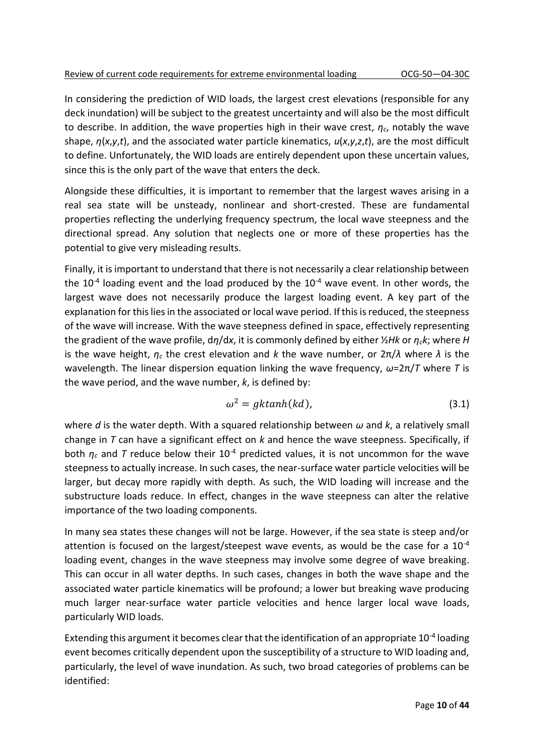In considering the prediction of WID loads, the largest crest elevations (responsible for any deck inundation) will be subject to the greatest uncertainty and will also be the most difficult to describe. In addition, the wave properties high in their wave crest, $\eta_c$, notably the wave shape, $\eta(x,y,t)$, and the associated water particle kinematics, $u(x,y,z,t)$, are the most difficult to define. Unfortunately, the WID loads are entirely dependent upon these uncertain values, since this is the only part of the wave that enters the deck.

Alongside these difficulties, it is important to remember that the largest waves arising in a real sea state will be unsteady, nonlinear and short-crested. These are fundamental properties reflecting the underlying frequency spectrum, the local wave steepness and the directional spread. Any solution that neglects one or more of these properties has the potential to give very misleading results.

Finally, it is important to understand that there is not necessarily a clear relationship between the $10^{-4}$ loading event and the load produced by the $10^{-4}$ wave event. In other words, the largest wave does not necessarily produce the largest loading event. A key part of the explanation for this lies in the associated or local wave period. If this is reduced, the steepness of the wave will increase. With the wave steepness defined in space, effectively representing the gradient of the wave profile, $d\eta/dx$, it is commonly defined by either $\frac{1}{2}Hk$ or $\eta_c k$; where $H$ is the wave height, $\eta_c$ the crest elevation and $k$ the wave number, or $2\pi/\lambda$ where $\lambda$ is the wavelength. The linear dispersion equation linking the wave frequency, $\omega=2\pi/T$ where $T$ is the wave period, and the wave number, $k$, is defined by:

$$\omega^2 = gk\tanh(kd), \tag{3.1}$$

where $d$ is the water depth. With a squared relationship between $\omega$ and $k$, a relatively small change in $T$ can have a significant effect on $k$ and hence the wave steepness. Specifically, if both $\eta_c$ and $T$ reduce below their $10^{-4}$ predicted values, it is not uncommon for the wave steepness to actually increase. In such cases, the near-surface water particle velocities will be larger, but decay more rapidly with depth. As such, the WID loading will increase and the substructure loads reduce. In effect, changes in the wave steepness can alter the relative importance of the two loading components.

In many sea states these changes will not be large. However, if the sea state is steep and/or attention is focused on the largest/steepest wave events, as would be the case for a $10^{-4}$ loading event, changes in the wave steepness may involve some degree of wave breaking. This can occur in all water depths. In such cases, changes in both the wave shape and the associated water particle kinematics will be profound; a lower but breaking wave producing much larger near-surface water particle velocities and hence larger local wave loads, particularly WID loads.

Extending this argument it becomes clear that the identification of an appropriate $10^{-4}$ loading event becomes critically dependent upon the susceptibility of a structure to WID loading and, particularly, the level of wave inundation. As such, two broad categories of problems can be identified: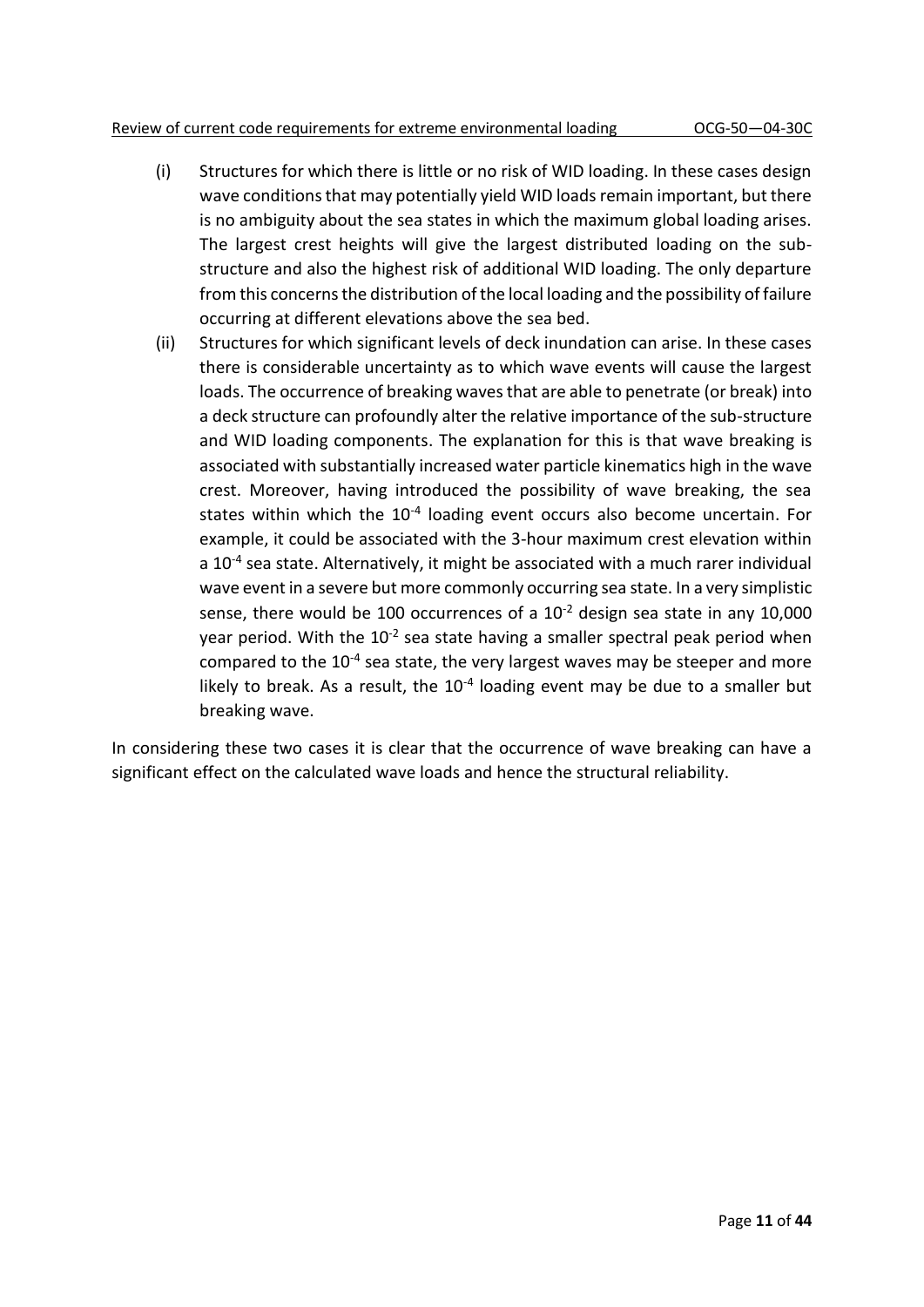(i) Structures for which there is little or no risk of WID loading. In these cases design wave conditions that may potentially yield WID loads remain important, but there is no ambiguity about the sea states in which the maximum global loading arises. The largest crest heights will give the largest distributed loading on the sub-structure and also the highest risk of additional WID loading. The only departure from this concerns the distribution of the local loading and the possibility of failure occurring at different elevations above the sea bed.

(ii) Structures for which significant levels of deck inundation can arise. In these cases there is considerable uncertainty as to which wave events will cause the largest loads. The occurrence of breaking waves that are able to penetrate (or break) into a deck structure can profoundly alter the relative importance of the sub-structure and WID loading components. The explanation for this is that wave breaking is associated with substantially increased water particle kinematics high in the wave crest. Moreover, having introduced the possibility of wave breaking, the sea states within which the $10^{-4}$ loading event occurs also become uncertain. For example, it could be associated with the 3-hour maximum crest elevation within a $10^{-4}$ sea state. Alternatively, it might be associated with a much rarer individual wave event in a severe but more commonly occurring sea state. In a very simplistic sense, there would be 100 occurrences of a $10^{-2}$ design sea state in any 10,000 year period. With the $10^{-2}$ sea state having a smaller spectral peak period when compared to the $10^{-4}$ sea state, the very largest waves may be steeper and more likely to break. As a result, the $10^{-4}$ loading event may be due to a smaller but breaking wave.

In considering these two cases it is clear that the occurrence of wave breaking can have a significant effect on the calculated wave loads and hence the structural reliability.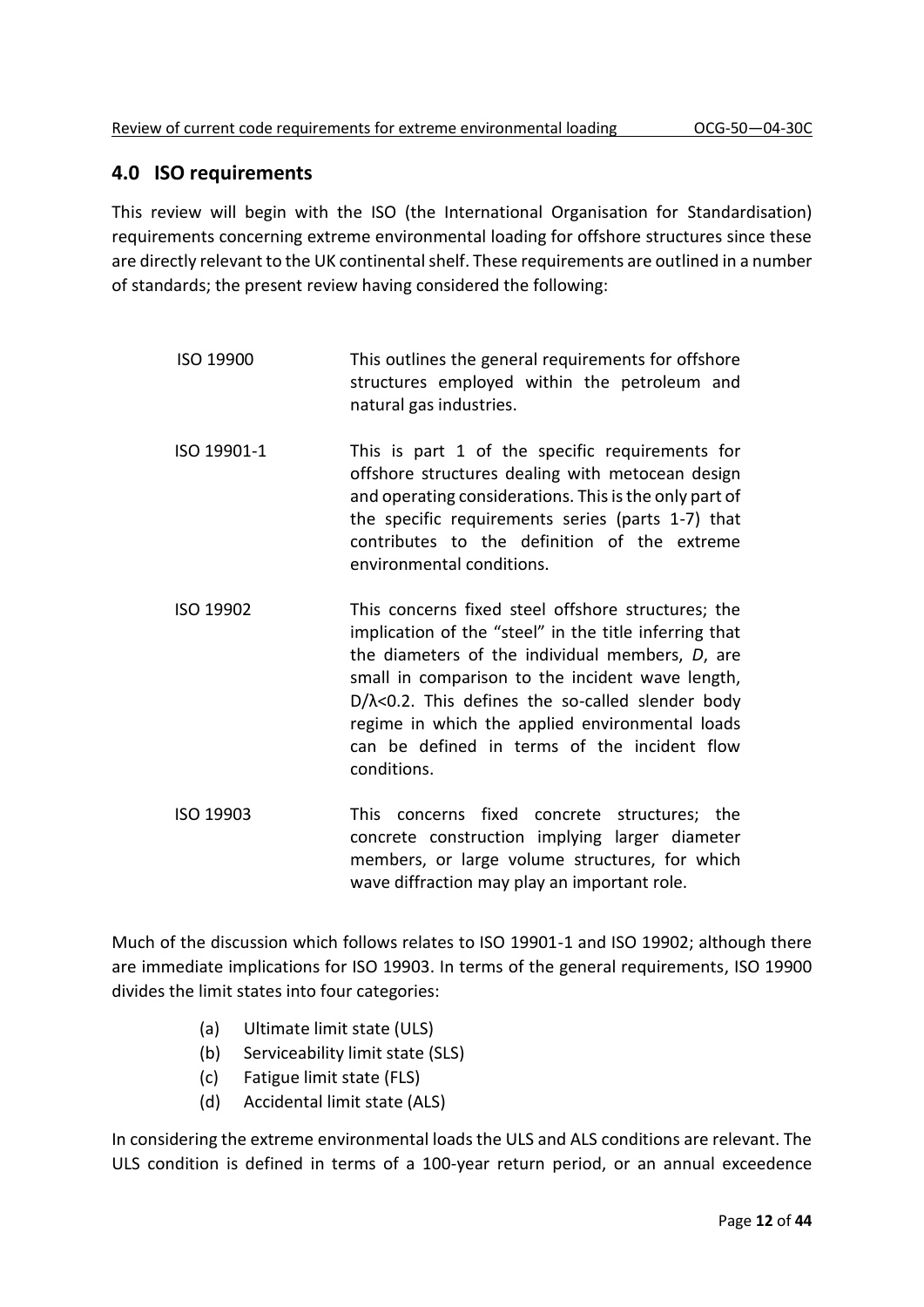## 4.0 ISO requirements

This review will begin with the ISO (the International Organisation for Standardisation) requirements concerning extreme environmental loading for offshore structures since these are directly relevant to the UK continental shelf. These requirements are outlined in a number of standards; the present review having considered the following:

| | |
|---|---|
| ISO 19900 | This outlines the general requirements for offshore structures employed within the petroleum and natural gas industries. |
| ISO 19901-1 | This is part 1 of the specific requirements for offshore structures dealing with metocean design and operating considerations. This is the only part of the specific requirements series (parts 1-7) that contributes to the definition of the extreme environmental conditions. |
| ISO 19902 | This concerns fixed steel offshore structures; the implication of the "steel" in the title inferring that the diameters of the individual members, $D$, are small in comparison to the incident wave length, $D/\lambda<0.2$. This defines the so-called slender body regime in which the applied environmental loads can be defined in terms of the incident flow conditions. |
| ISO 19903 | This concerns fixed concrete structures; the concrete construction implying larger diameter members, or large volume structures, for which wave diffraction may play an important role. |

Much of the discussion which follows relates to ISO 19901-1 and ISO 19902; although there are immediate implications for ISO 19903. In terms of the general requirements, ISO 19900 divides the limit states into four categories:

(a) Ultimate limit state (ULS)
(b) Serviceability limit state (SLS)
(c) Fatigue limit state (FLS)
(d) Accidental limit state (ALS)

In considering the extreme environmental loads the ULS and ALS conditions are relevant. The ULS condition is defined in terms of a 100-year return period, or an annual exceedence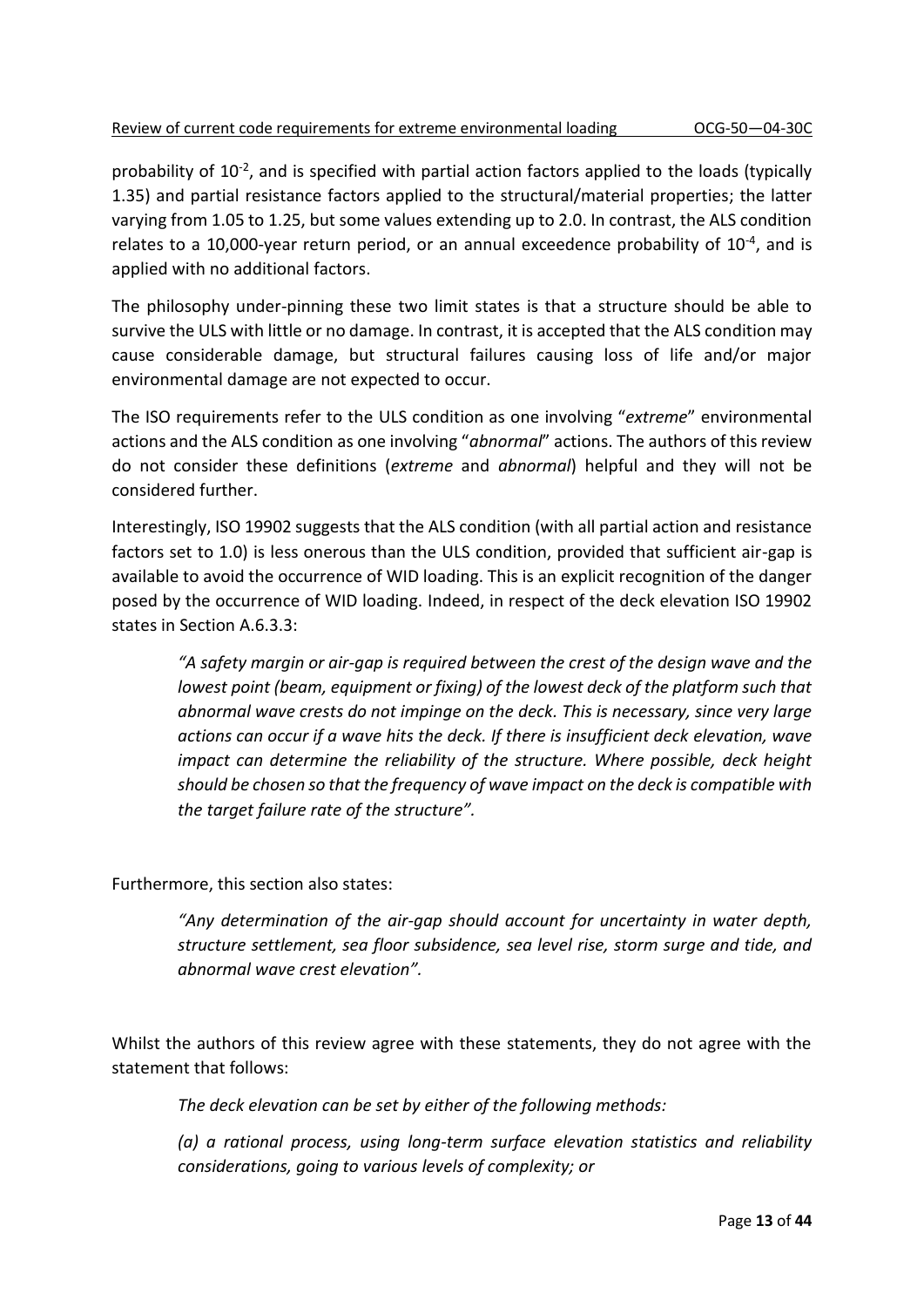probability of $10^{-2}$, and is specified with partial action factors applied to the loads (typically 1.35) and partial resistance factors applied to the structural/material properties; the latter varying from 1.05 to 1.25, but some values extending up to 2.0. In contrast, the ALS condition relates to a 10,000-year return period, or an annual exceedence probability of $10^{-4}$, and is applied with no additional factors.

The philosophy under-pinning these two limit states is that a structure should be able to survive the ULS with little or no damage. In contrast, it is accepted that the ALS condition may cause considerable damage, but structural failures causing loss of life and/or major environmental damage are not expected to occur.

The ISO requirements refer to the ULS condition as one involving "*extreme*" environmental actions and the ALS condition as one involving "*abnormal*" actions. The authors of this review do not consider these definitions (*extreme* and *abnormal*) helpful and they will not be considered further.

Interestingly, ISO 19902 suggests that the ALS condition (with all partial action and resistance factors set to 1.0) is less onerous than the ULS condition, provided that sufficient air-gap is available to avoid the occurrence of WID loading. This is an explicit recognition of the danger posed by the occurrence of WID loading. Indeed, in respect of the deck elevation ISO 19902 states in Section A.6.3.3:

> *"A safety margin or air-gap is required between the crest of the design wave and the lowest point (beam, equipment or fixing) of the lowest deck of the platform such that abnormal wave crests do not impinge on the deck. This is necessary, since very large actions can occur if a wave hits the deck. If there is insufficient deck elevation, wave impact can determine the reliability of the structure. Where possible, deck height should be chosen so that the frequency of wave impact on the deck is compatible with the target failure rate of the structure".*

Furthermore, this section also states:

> *"Any determination of the air-gap should account for uncertainty in water depth, structure settlement, sea floor subsidence, sea level rise, storm surge and tide, and abnormal wave crest elevation".*

Whilst the authors of this review agree with these statements, they do not agree with the statement that follows:

> *The deck elevation can be set by either of the following methods:*
>
> *(a) a rational process, using long-term surface elevation statistics and reliability considerations, going to various levels of complexity; or*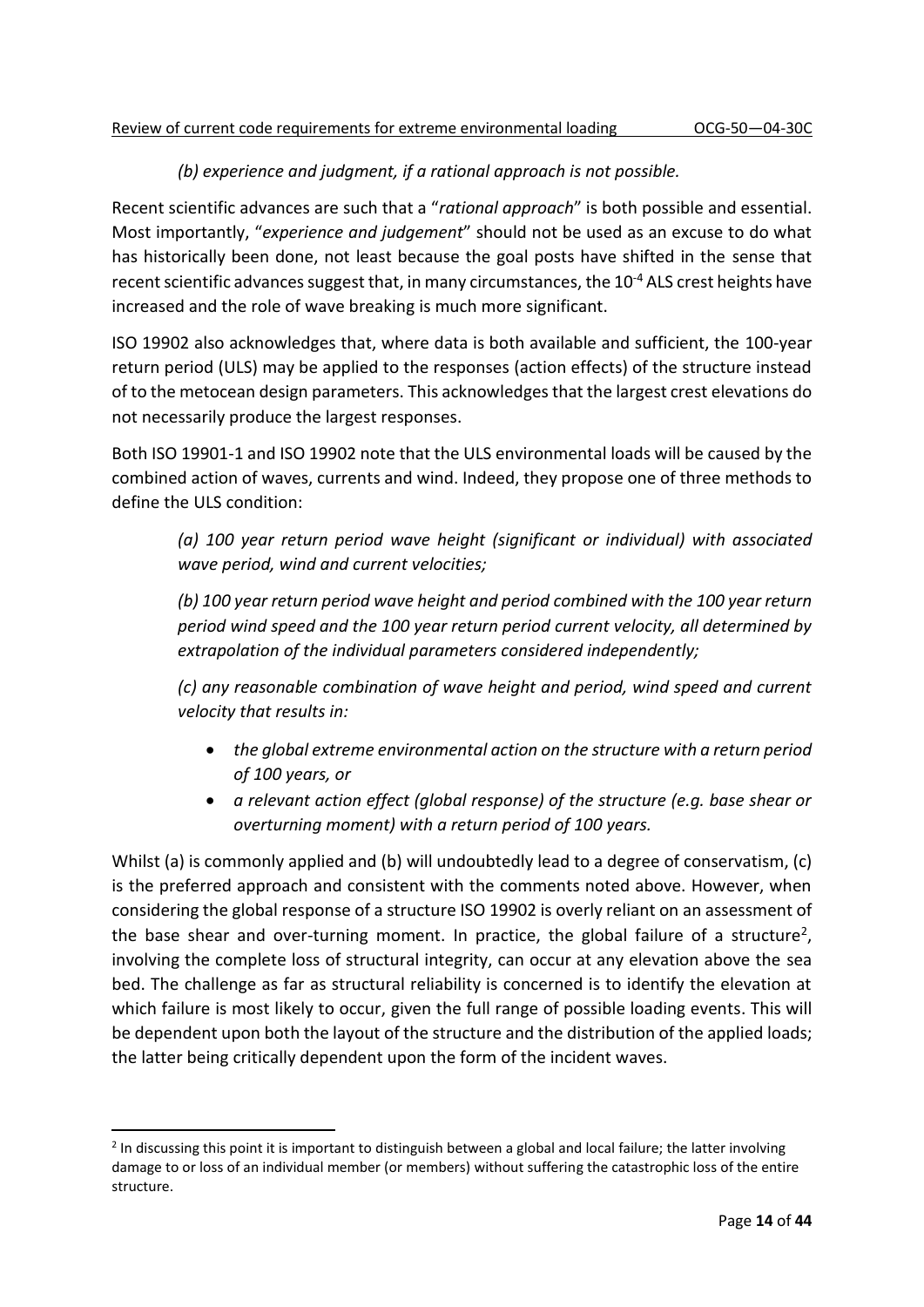*(b) experience and judgment, if a rational approach is not possible.*

Recent scientific advances are such that a "*rational approach*" is both possible and essential. Most importantly, "*experience and judgement*" should not be used as an excuse to do what has historically been done, not least because the goal posts have shifted in the sense that recent scientific advances suggest that, in many circumstances, the $10^{-4}$ ALS crest heights have increased and the role of wave breaking is much more significant.

ISO 19902 also acknowledges that, where data is both available and sufficient, the 100-year return period (ULS) may be applied to the responses (action effects) of the structure instead of to the metocean design parameters. This acknowledges that the largest crest elevations do not necessarily produce the largest responses.

Both ISO 19901-1 and ISO 19902 note that the ULS environmental loads will be caused by the combined action of waves, currents and wind. Indeed, they propose one of three methods to define the ULS condition:

> *(a) 100 year return period wave height (significant or individual) with associated wave period, wind and current velocities;*
>
> *(b) 100 year return period wave height and period combined with the 100 year return period wind speed and the 100 year return period current velocity, all determined by extrapolation of the individual parameters considered independently;*
>
> *(c) any reasonable combination of wave height and period, wind speed and current velocity that results in:*
>
> - *the global extreme environmental action on the structure with a return period of 100 years, or*
> - *a relevant action effect (global response) of the structure (e.g. base shear or overturning moment) with a return period of 100 years.*

Whilst (a) is commonly applied and (b) will undoubtedly lead to a degree of conservatism, (c) is the preferred approach and consistent with the comments noted above. However, when considering the global response of a structure ISO 19902 is overly reliant on an assessment of the base shear and over-turning moment. In practice, the global failure of a structure[2], involving the complete loss of structural integrity, can occur at any elevation above the sea bed. The challenge as far as structural reliability is concerned is to identify the elevation at which failure is most likely to occur, given the full range of possible loading events. This will be dependent upon both the layout of the structure and the distribution of the applied loads; the latter being critically dependent upon the form of the incident waves.

---

[2] In discussing this point it is important to distinguish between a global and local failure; the latter involving damage to or loss of an individual member (or members) without suffering the catastrophic loss of the entire structure.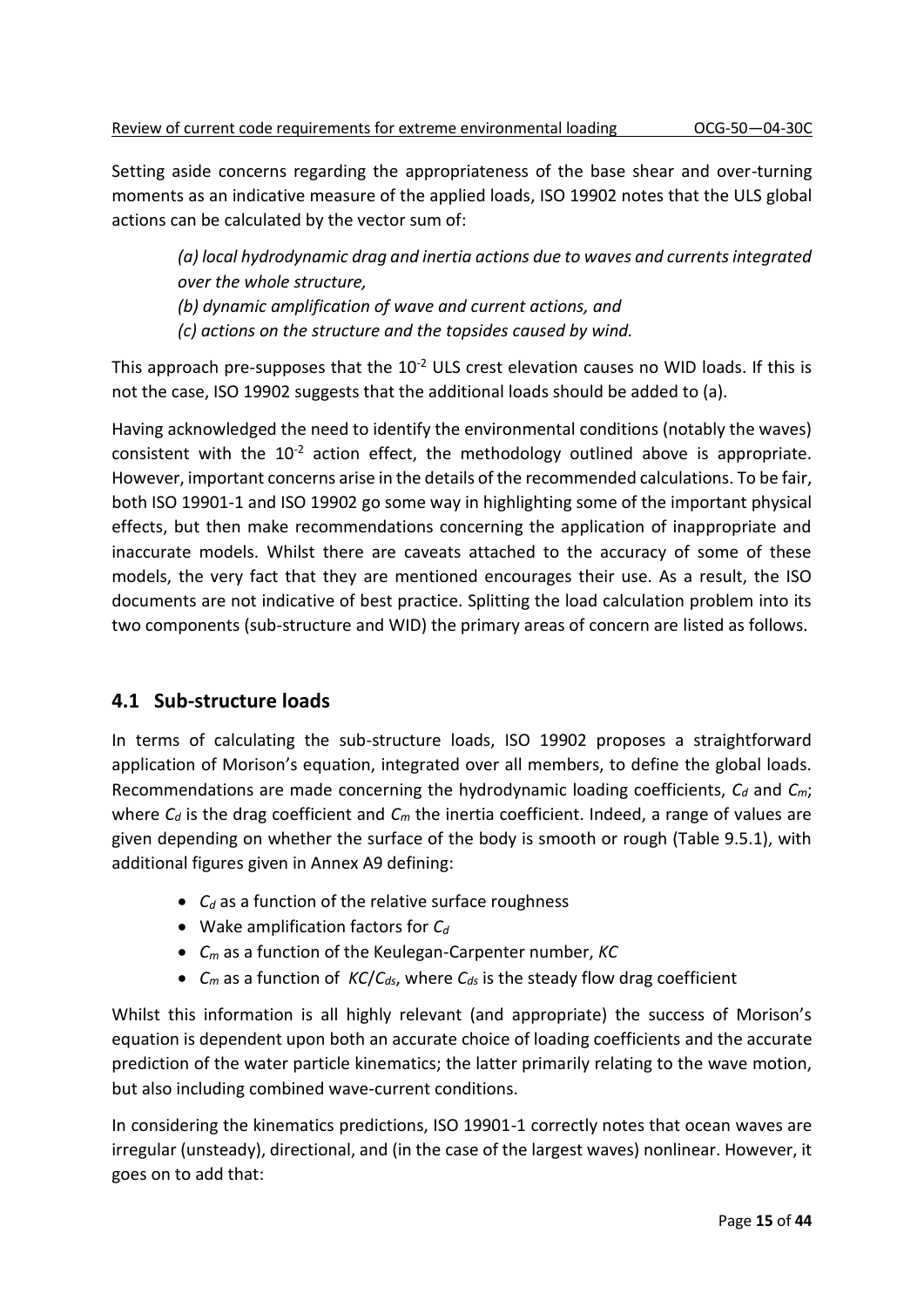Setting aside concerns regarding the appropriateness of the base shear and over-turning moments as an indicative measure of the applied loads, ISO 19902 notes that the ULS global actions can be calculated by the vector sum of:

> *(a) local hydrodynamic drag and inertia actions due to waves and currents integrated over the whole structure,*
> *(b) dynamic amplification of wave and current actions, and*
> *(c) actions on the structure and the topsides caused by wind.*

This approach pre-supposes that the $10^{-2}$ ULS crest elevation causes no WID loads. If this is not the case, ISO 19902 suggests that the additional loads should be added to (a).

Having acknowledged the need to identify the environmental conditions (notably the waves) consistent with the $10^{-2}$ action effect, the methodology outlined above is appropriate. However, important concerns arise in the details of the recommended calculations. To be fair, both ISO 19901-1 and ISO 19902 go some way in highlighting some of the important physical effects, but then make recommendations concerning the application of inappropriate and inaccurate models. Whilst there are caveats attached to the accuracy of some of these models, the very fact that they are mentioned encourages their use. As a result, the ISO documents are not indicative of best practice. Splitting the load calculation problem into its two components (sub-structure and WID) the primary areas of concern are listed as follows.

## 4.1 Sub-structure loads

In terms of calculating the sub-structure loads, ISO 19902 proposes a straightforward application of Morison's equation, integrated over all members, to define the global loads. Recommendations are made concerning the hydrodynamic loading coefficients, $C_d$ and $C_m$; where $C_d$ is the drag coefficient and $C_m$ the inertia coefficient. Indeed, a range of values are given depending on whether the surface of the body is smooth or rough (Table 9.5.1), with additional figures given in Annex A9 defining:

- $C_d$ as a function of the relative surface roughness
- Wake amplification factors for $C_d$
- $C_m$ as a function of the Keulegan-Carpenter number, $KC$
- $C_m$ as a function of $KC/C_{ds}$, where $C_{ds}$ is the steady flow drag coefficient

Whilst this information is all highly relevant (and appropriate) the success of Morison's equation is dependent upon both an accurate choice of loading coefficients and the accurate prediction of the water particle kinematics; the latter primarily relating to the wave motion, but also including combined wave-current conditions.

In considering the kinematics predictions, ISO 19901-1 correctly notes that ocean waves are irregular (unsteady), directional, and (in the case of the largest waves) nonlinear. However, it goes on to add that: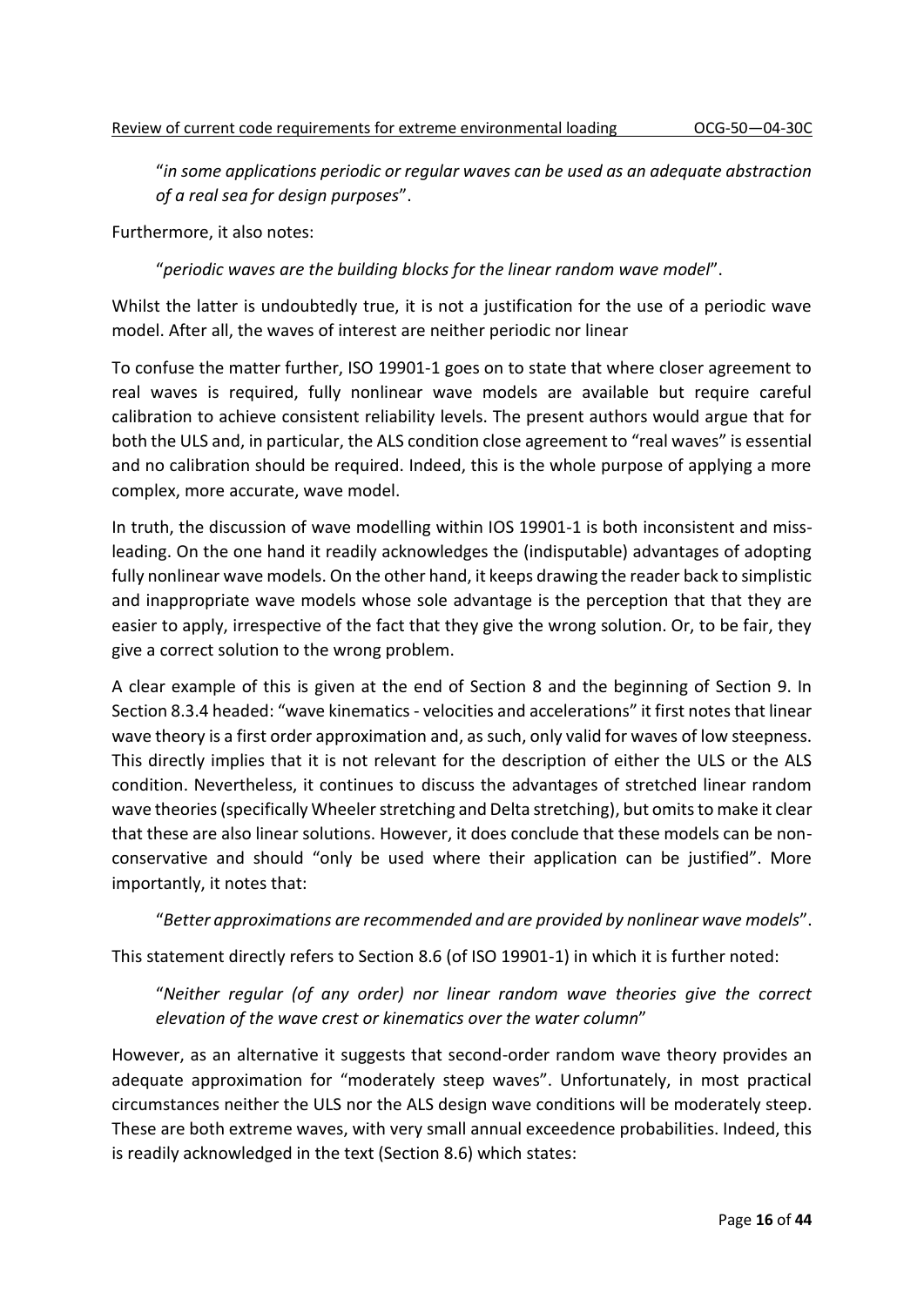"*in some applications periodic or regular waves can be used as an adequate abstraction of a real sea for design purposes*".

Furthermore, it also notes:

"*periodic waves are the building blocks for the linear random wave model*".

Whilst the latter is undoubtedly true, it is not a justification for the use of a periodic wave model. After all, the waves of interest are neither periodic nor linear

To confuse the matter further, ISO 19901-1 goes on to state that where closer agreement to real waves is required, fully nonlinear wave models are available but require careful calibration to achieve consistent reliability levels. The present authors would argue that for both the ULS and, in particular, the ALS condition close agreement to "real waves" is essential and no calibration should be required. Indeed, this is the whole purpose of applying a more complex, more accurate, wave model.

In truth, the discussion of wave modelling within IOS 19901-1 is both inconsistent and miss-leading. On the one hand it readily acknowledges the (indisputable) advantages of adopting fully nonlinear wave models. On the other hand, it keeps drawing the reader back to simplistic and inappropriate wave models whose sole advantage is the perception that that they are easier to apply, irrespective of the fact that they give the wrong solution. Or, to be fair, they give a correct solution to the wrong problem.

A clear example of this is given at the end of Section 8 and the beginning of Section 9. In Section 8.3.4 headed: "wave kinematics - velocities and accelerations" it first notes that linear wave theory is a first order approximation and, as such, only valid for waves of low steepness. This directly implies that it is not relevant for the description of either the ULS or the ALS condition. Nevertheless, it continues to discuss the advantages of stretched linear random wave theories (specifically Wheeler stretching and Delta stretching), but omits to make it clear that these are also linear solutions. However, it does conclude that these models can be non-conservative and should "only be used where their application can be justified". More importantly, it notes that:

"*Better approximations are recommended and are provided by nonlinear wave models*".

This statement directly refers to Section 8.6 (of ISO 19901-1) in which it is further noted:

"*Neither regular (of any order) nor linear random wave theories give the correct elevation of the wave crest or kinematics over the water column*"

However, as an alternative it suggests that second-order random wave theory provides an adequate approximation for "moderately steep waves". Unfortunately, in most practical circumstances neither the ULS nor the ALS design wave conditions will be moderately steep. These are both extreme waves, with very small annual exceedence probabilities. Indeed, this is readily acknowledged in the text (Section 8.6) which states: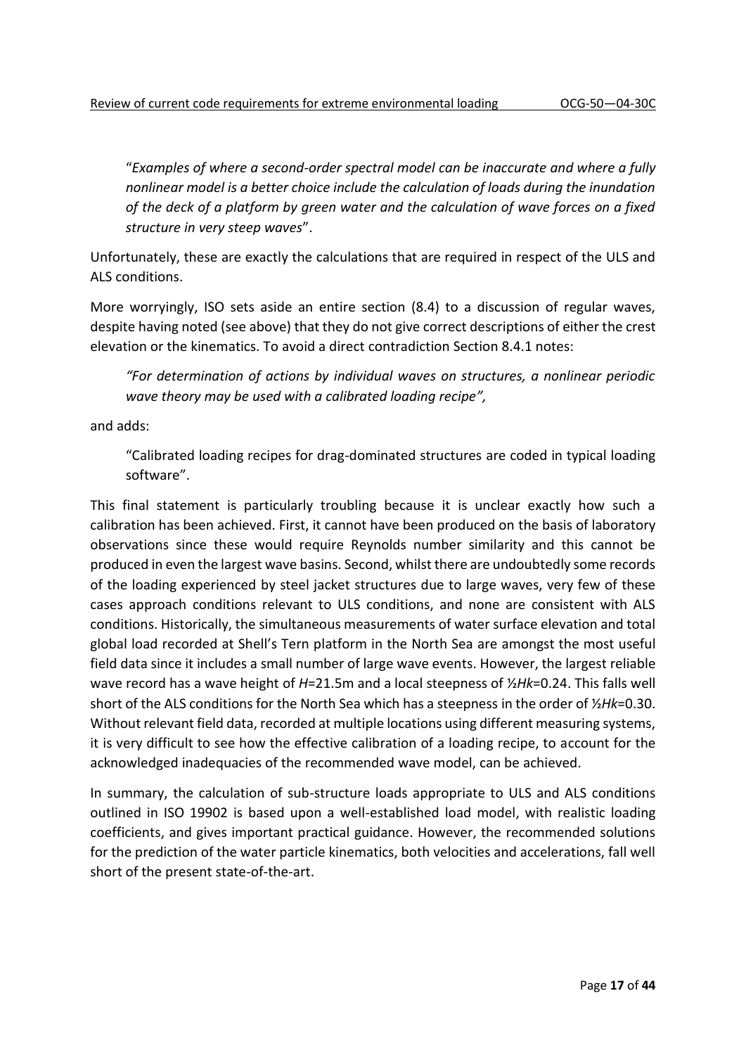"*Examples of where a second-order spectral model can be inaccurate and where a fully nonlinear model is a better choice include the calculation of loads during the inundation of the deck of a platform by green water and the calculation of wave forces on a fixed structure in very steep waves*".

Unfortunately, these are exactly the calculations that are required in respect of the ULS and ALS conditions.

More worryingly, ISO sets aside an entire section (8.4) to a discussion of regular waves, despite having noted (see above) that they do not give correct descriptions of either the crest elevation or the kinematics. To avoid a direct contradiction Section 8.4.1 notes:

> *"For determination of actions by individual waves on structures, a nonlinear periodic wave theory may be used with a calibrated loading recipe",*

and adds:

> "Calibrated loading recipes for drag-dominated structures are coded in typical loading software".

This final statement is particularly troubling because it is unclear exactly how such a calibration has been achieved. First, it cannot have been produced on the basis of laboratory observations since these would require Reynolds number similarity and this cannot be produced in even the largest wave basins. Second, whilst there are undoubtedly some records of the loading experienced by steel jacket structures due to large waves, very few of these cases approach conditions relevant to ULS conditions, and none are consistent with ALS conditions. Historically, the simultaneous measurements of water surface elevation and total global load recorded at Shell's Tern platform in the North Sea are amongst the most useful field data since it includes a small number of large wave events. However, the largest reliable wave record has a wave height of $H$=21.5m and a local steepness of $\frac{1}{2}Hk$=0.24. This falls well short of the ALS conditions for the North Sea which has a steepness in the order of $\frac{1}{2}Hk$=0.30. Without relevant field data, recorded at multiple locations using different measuring systems, it is very difficult to see how the effective calibration of a loading recipe, to account for the acknowledged inadequacies of the recommended wave model, can be achieved.

In summary, the calculation of sub-structure loads appropriate to ULS and ALS conditions outlined in ISO 19902 is based upon a well-established load model, with realistic loading coefficients, and gives important practical guidance. However, the recommended solutions for the prediction of the water particle kinematics, both velocities and accelerations, fall well short of the present state-of-the-art.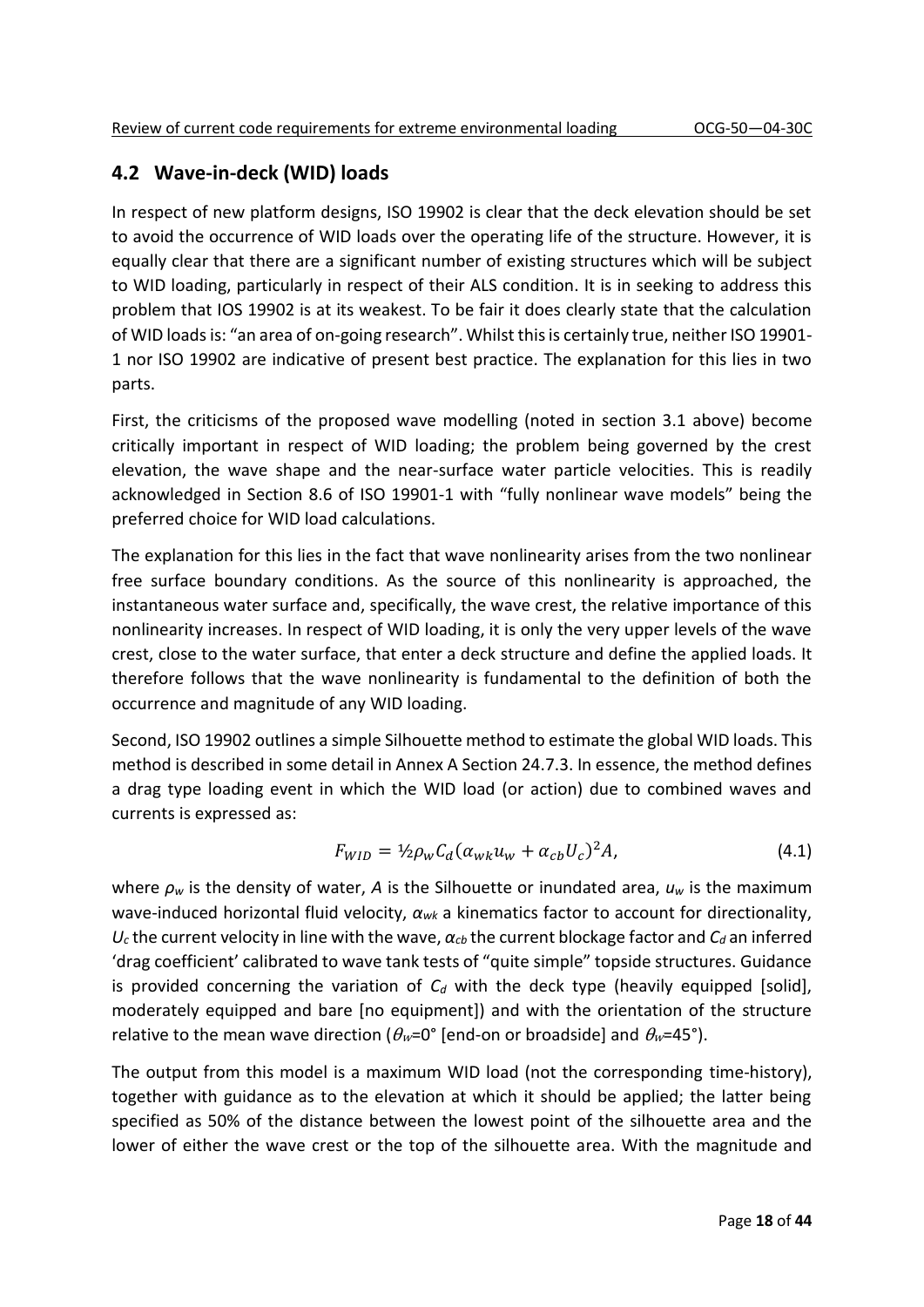## 4.2 Wave-in-deck (WID) loads

In respect of new platform designs, ISO 19902 is clear that the deck elevation should be set to avoid the occurrence of WID loads over the operating life of the structure. However, it is equally clear that there are a significant number of existing structures which will be subject to WID loading, particularly in respect of their ALS condition. It is in seeking to address this problem that IOS 19902 is at its weakest. To be fair it does clearly state that the calculation of WID loads is: "an area of on-going research". Whilst this is certainly true, neither ISO 19901-1 nor ISO 19902 are indicative of present best practice. The explanation for this lies in two parts.

First, the criticisms of the proposed wave modelling (noted in section 3.1 above) become critically important in respect of WID loading; the problem being governed by the crest elevation, the wave shape and the near-surface water particle velocities. This is readily acknowledged in Section 8.6 of ISO 19901-1 with "fully nonlinear wave models" being the preferred choice for WID load calculations.

The explanation for this lies in the fact that wave nonlinearity arises from the two nonlinear free surface boundary conditions. As the source of this nonlinearity is approached, the instantaneous water surface and, specifically, the wave crest, the relative importance of this nonlinearity increases. In respect of WID loading, it is only the very upper levels of the wave crest, close to the water surface, that enter a deck structure and define the applied loads. It therefore follows that the wave nonlinearity is fundamental to the definition of both the occurrence and magnitude of any WID loading.

Second, ISO 19902 outlines a simple Silhouette method to estimate the global WID loads. This method is described in some detail in Annex A Section 24.7.3. In essence, the method defines a drag type loading event in which the WID load (or action) due to combined waves and currents is expressed as:

$$F_{WID} = \tfrac{1}{2}\rho_w C_d (\alpha_{wk} u_w + \alpha_{cb} U_c)^2 A, \tag{4.1}$$

where $\rho_w$ is the density of water, $A$ is the Silhouette or inundated area, $u_w$ is the maximum wave-induced horizontal fluid velocity, $\alpha_{wk}$ a kinematics factor to account for directionality, $U_c$ the current velocity in line with the wave, $\alpha_{cb}$ the current blockage factor and $C_d$ an inferred 'drag coefficient' calibrated to wave tank tests of "quite simple" topside structures. Guidance is provided concerning the variation of $C_d$ with the deck type (heavily equipped [solid], moderately equipped and bare [no equipment]) and with the orientation of the structure relative to the mean wave direction ($\theta_w$=0° [end-on or broadside] and $\theta_w$=45°).

The output from this model is a maximum WID load (not the corresponding time-history), together with guidance as to the elevation at which it should be applied; the latter being specified as 50% of the distance between the lowest point of the silhouette area and the lower of either the wave crest or the top of the silhouette area. With the magnitude and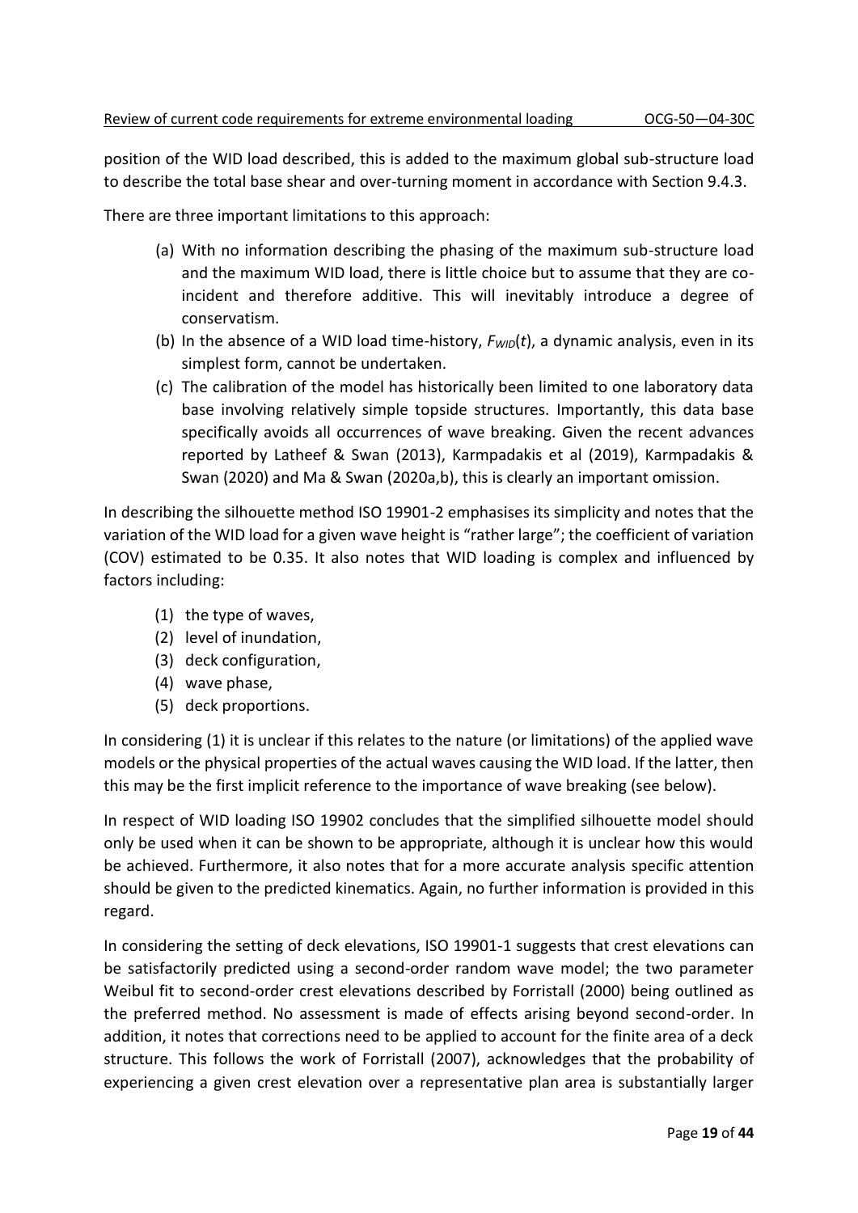position of the WID load described, this is added to the maximum global sub-structure load to describe the total base shear and over-turning moment in accordance with Section 9.4.3.

There are three important limitations to this approach:

(a) With no information describing the phasing of the maximum sub-structure load and the maximum WID load, there is little choice but to assume that they are co-incident and therefore additive. This will inevitably introduce a degree of conservatism.

(b) In the absence of a WID load time-history, $F_{WID}(t)$, a dynamic analysis, even in its simplest form, cannot be undertaken.

(c) The calibration of the model has historically been limited to one laboratory data base involving relatively simple topside structures. Importantly, this data base specifically avoids all occurrences of wave breaking. Given the recent advances reported by Latheef & Swan (2013), Karmpadakis et al (2019), Karmpadakis & Swan (2020) and Ma & Swan (2020a,b), this is clearly an important omission.

In describing the silhouette method ISO 19901-2 emphasises its simplicity and notes that the variation of the WID load for a given wave height is "rather large"; the coefficient of variation (COV) estimated to be 0.35. It also notes that WID loading is complex and influenced by factors including:

(1) the type of waves,
(2) level of inundation,
(3) deck configuration,
(4) wave phase,
(5) deck proportions.

In considering (1) it is unclear if this relates to the nature (or limitations) of the applied wave models or the physical properties of the actual waves causing the WID load. If the latter, then this may be the first implicit reference to the importance of wave breaking (see below).

In respect of WID loading ISO 19902 concludes that the simplified silhouette model should only be used when it can be shown to be appropriate, although it is unclear how this would be achieved. Furthermore, it also notes that for a more accurate analysis specific attention should be given to the predicted kinematics. Again, no further information is provided in this regard.

In considering the setting of deck elevations, ISO 19901-1 suggests that crest elevations can be satisfactorily predicted using a second-order random wave model; the two parameter Weibul fit to second-order crest elevations described by Forristall (2000) being outlined as the preferred method. No assessment is made of effects arising beyond second-order. In addition, it notes that corrections need to be applied to account for the finite area of a deck structure. This follows the work of Forristall (2007), acknowledges that the probability of experiencing a given crest elevation over a representative plan area is substantially larger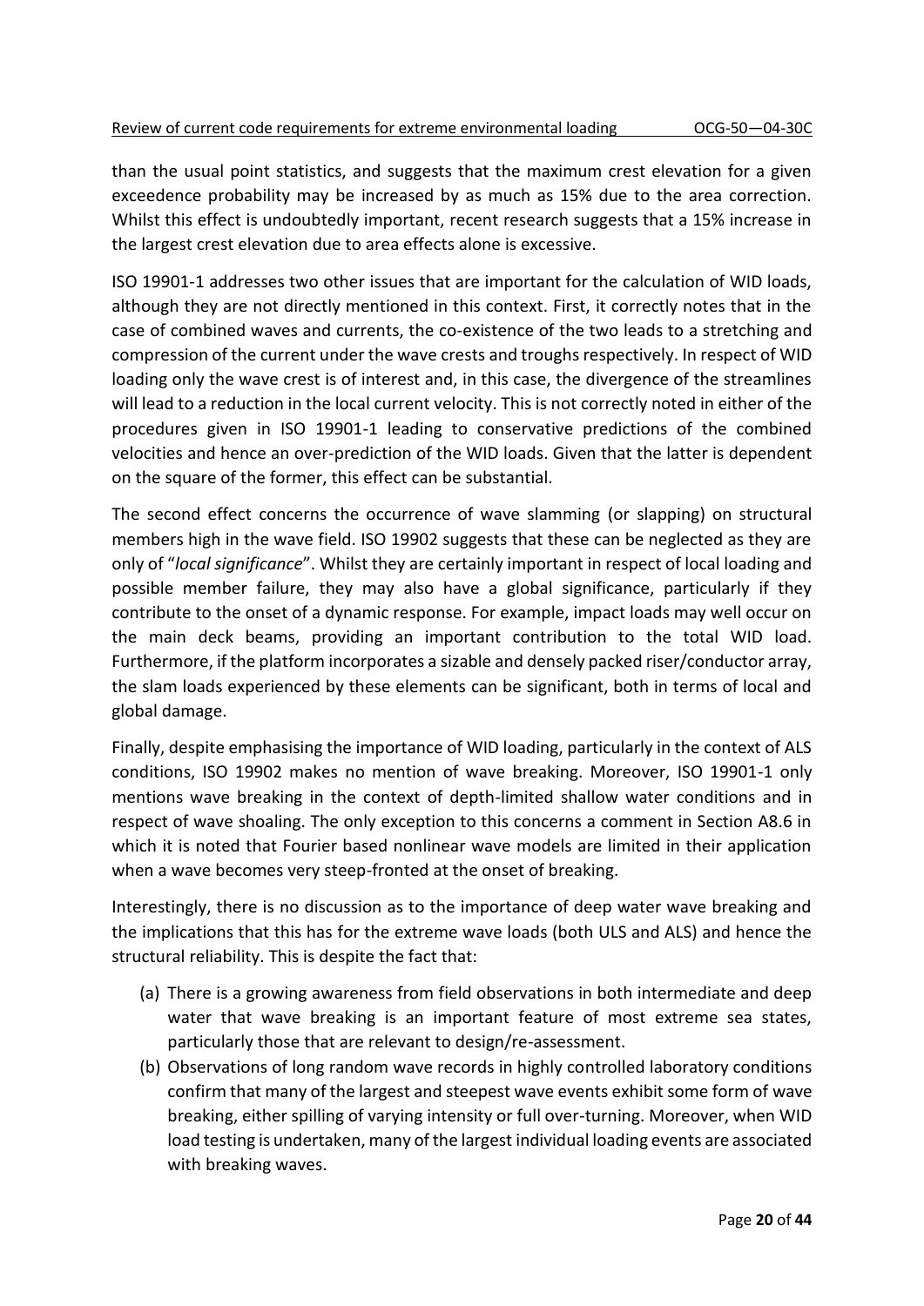than the usual point statistics, and suggests that the maximum crest elevation for a given exceedence probability may be increased by as much as 15% due to the area correction. Whilst this effect is undoubtedly important, recent research suggests that a 15% increase in the largest crest elevation due to area effects alone is excessive.

ISO 19901-1 addresses two other issues that are important for the calculation of WID loads, although they are not directly mentioned in this context. First, it correctly notes that in the case of combined waves and currents, the co-existence of the two leads to a stretching and compression of the current under the wave crests and troughs respectively. In respect of WID loading only the wave crest is of interest and, in this case, the divergence of the streamlines will lead to a reduction in the local current velocity. This is not correctly noted in either of the procedures given in ISO 19901-1 leading to conservative predictions of the combined velocities and hence an over-prediction of the WID loads. Given that the latter is dependent on the square of the former, this effect can be substantial.

The second effect concerns the occurrence of wave slamming (or slapping) on structural members high in the wave field. ISO 19902 suggests that these can be neglected as they are only of "*local significance*". Whilst they are certainly important in respect of local loading and possible member failure, they may also have a global significance, particularly if they contribute to the onset of a dynamic response. For example, impact loads may well occur on the main deck beams, providing an important contribution to the total WID load. Furthermore, if the platform incorporates a sizable and densely packed riser/conductor array, the slam loads experienced by these elements can be significant, both in terms of local and global damage.

Finally, despite emphasising the importance of WID loading, particularly in the context of ALS conditions, ISO 19902 makes no mention of wave breaking. Moreover, ISO 19901-1 only mentions wave breaking in the context of depth-limited shallow water conditions and in respect of wave shoaling. The only exception to this concerns a comment in Section A8.6 in which it is noted that Fourier based nonlinear wave models are limited in their application when a wave becomes very steep-fronted at the onset of breaking.

Interestingly, there is no discussion as to the importance of deep water wave breaking and the implications that this has for the extreme wave loads (both ULS and ALS) and hence the structural reliability. This is despite the fact that:

(a) There is a growing awareness from field observations in both intermediate and deep water that wave breaking is an important feature of most extreme sea states, particularly those that are relevant to design/re-assessment.

(b) Observations of long random wave records in highly controlled laboratory conditions confirm that many of the largest and steepest wave events exhibit some form of wave breaking, either spilling of varying intensity or full over-turning. Moreover, when WID load testing is undertaken, many of the largest individual loading events are associated with breaking waves.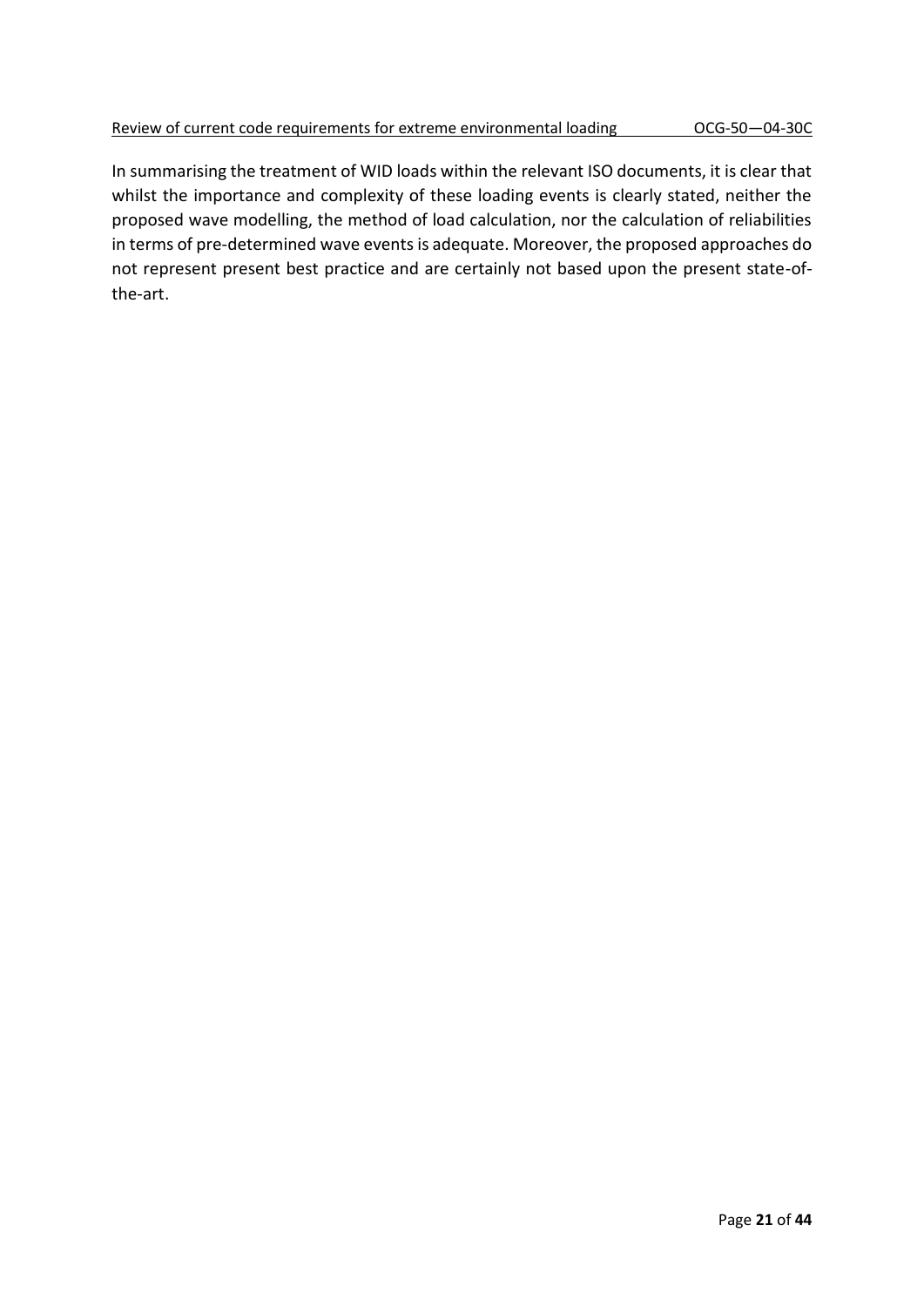In summarising the treatment of WID loads within the relevant ISO documents, it is clear that whilst the importance and complexity of these loading events is clearly stated, neither the proposed wave modelling, the method of load calculation, nor the calculation of reliabilities in terms of pre-determined wave events is adequate. Moreover, the proposed approaches do not represent present best practice and are certainly not based upon the present state-of-the-art.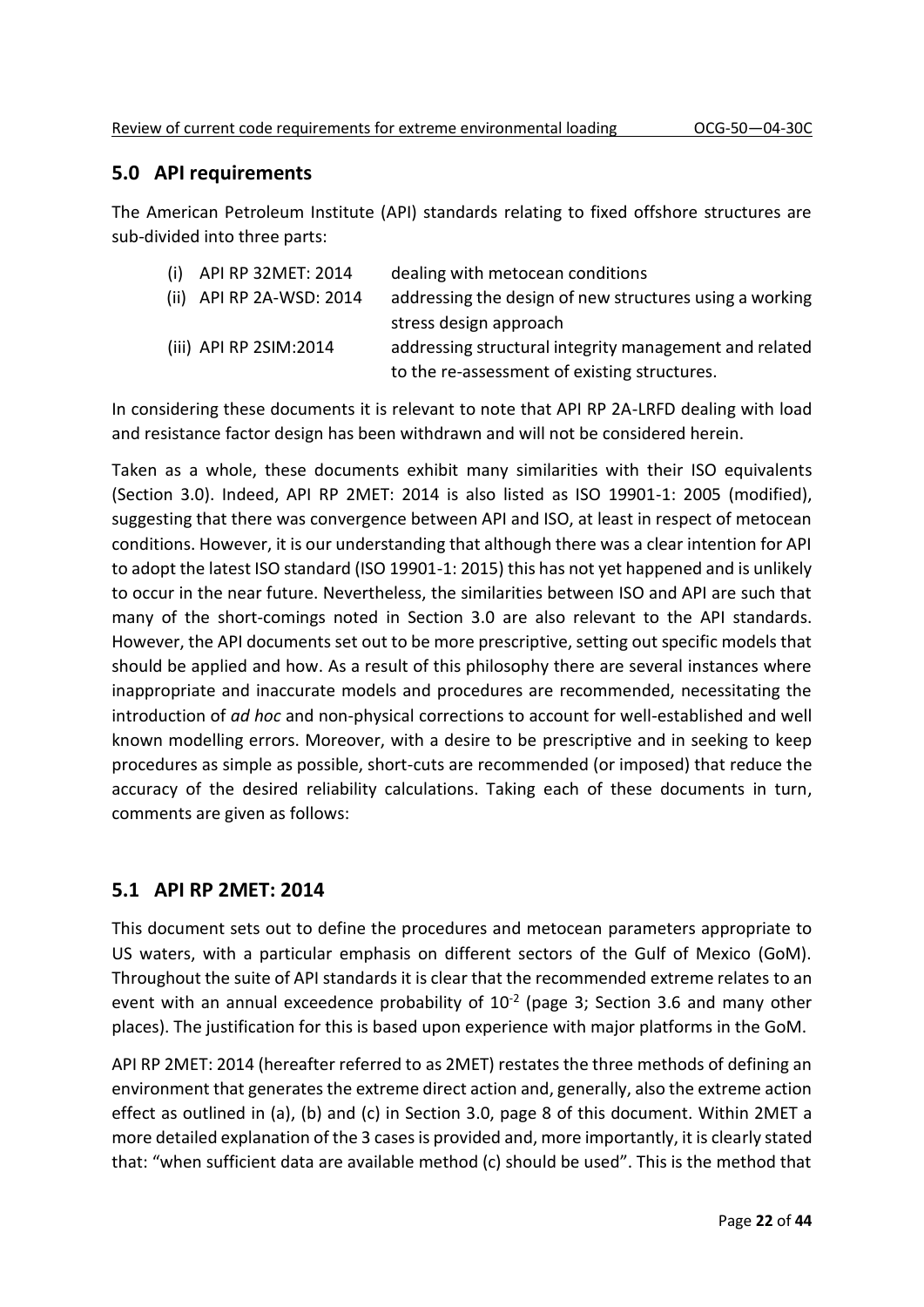## 5.0 API requirements

The American Petroleum Institute (API) standards relating to fixed offshore structures are sub-divided into three parts:

| | |
|---|---|
| (i) API RP 32MET: 2014 | dealing with metocean conditions |
| (ii) API RP 2A-WSD: 2014 | addressing the design of new structures using a working stress design approach |
| (iii) API RP 2SIM:2014 | addressing structural integrity management and related to the re-assessment of existing structures. |

In considering these documents it is relevant to note that API RP 2A-LRFD dealing with load and resistance factor design has been withdrawn and will not be considered herein.

Taken as a whole, these documents exhibit many similarities with their ISO equivalents (Section 3.0). Indeed, API RP 2MET: 2014 is also listed as ISO 19901-1: 2005 (modified), suggesting that there was convergence between API and ISO, at least in respect of metocean conditions. However, it is our understanding that although there was a clear intention for API to adopt the latest ISO standard (ISO 19901-1: 2015) this has not yet happened and is unlikely to occur in the near future. Nevertheless, the similarities between ISO and API are such that many of the short-comings noted in Section 3.0 are also relevant to the API standards. However, the API documents set out to be more prescriptive, setting out specific models that should be applied and how. As a result of this philosophy there are several instances where inappropriate and inaccurate models and procedures are recommended, necessitating the introduction of *ad hoc* and non-physical corrections to account for well-established and well known modelling errors. Moreover, with a desire to be prescriptive and in seeking to keep procedures as simple as possible, short-cuts are recommended (or imposed) that reduce the accuracy of the desired reliability calculations. Taking each of these documents in turn, comments are given as follows:

## 5.1 API RP 2MET: 2014

This document sets out to define the procedures and metocean parameters appropriate to US waters, with a particular emphasis on different sectors of the Gulf of Mexico (GoM). Throughout the suite of API standards it is clear that the recommended extreme relates to an event with an annual exceedence probability of $10^{-2}$ (page 3; Section 3.6 and many other places). The justification for this is based upon experience with major platforms in the GoM.

API RP 2MET: 2014 (hereafter referred to as 2MET) restates the three methods of defining an environment that generates the extreme direct action and, generally, also the extreme action effect as outlined in (a), (b) and (c) in Section 3.0, page 8 of this document. Within 2MET a more detailed explanation of the 3 cases is provided and, more importantly, it is clearly stated that: "when sufficient data are available method (c) should be used". This is the method that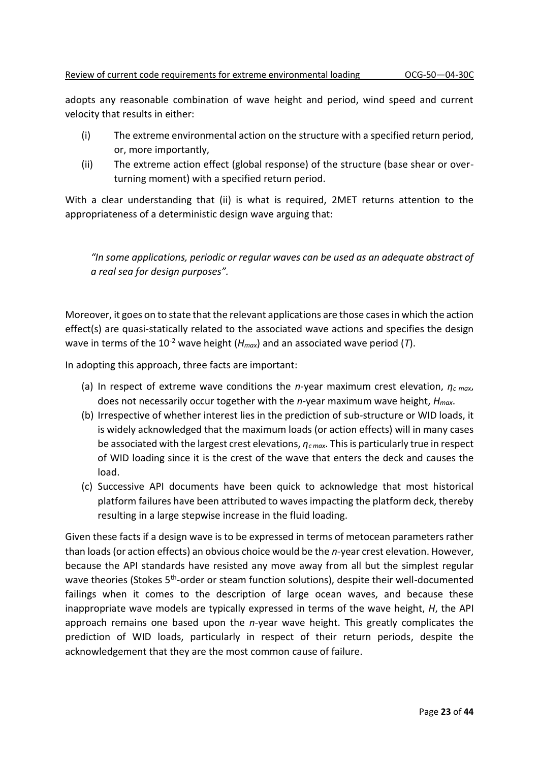adopts any reasonable combination of wave height and period, wind speed and current velocity that results in either:

(i) The extreme environmental action on the structure with a specified return period, or, more importantly,

(ii) The extreme action effect (global response) of the structure (base shear or over-turning moment) with a specified return period.

With a clear understanding that (ii) is what is required, 2MET returns attention to the appropriateness of a deterministic design wave arguing that:

> *"In some applications, periodic or regular waves can be used as an adequate abstract of a real sea for design purposes".*

Moreover, it goes on to state that the relevant applications are those cases in which the action effect(s) are quasi-statically related to the associated wave actions and specifies the design wave in terms of the $10^{-2}$ wave height ($H_{max}$) and an associated wave period ($T$).

In adopting this approach, three facts are important:

(a) In respect of extreme wave conditions the *n*-year maximum crest elevation, $\eta_{c\ max}$, does not necessarily occur together with the *n*-year maximum wave height, $H_{max}$.

(b) Irrespective of whether interest lies in the prediction of sub-structure or WID loads, it is widely acknowledged that the maximum loads (or action effects) will in many cases be associated with the largest crest elevations, $\eta_{c\ max}$. This is particularly true in respect of WID loading since it is the crest of the wave that enters the deck and causes the load.

(c) Successive API documents have been quick to acknowledge that most historical platform failures have been attributed to waves impacting the platform deck, thereby resulting in a large stepwise increase in the fluid loading.

Given these facts if a design wave is to be expressed in terms of metocean parameters rather than loads (or action effects) an obvious choice would be the *n*-year crest elevation. However, because the API standards have resisted any move away from all but the simplest regular wave theories (Stokes $5^{th}$-order or steam function solutions), despite their well-documented failings when it comes to the description of large ocean waves, and because these inappropriate wave models are typically expressed in terms of the wave height, $H$, the API approach remains one based upon the *n*-year wave height. This greatly complicates the prediction of WID loads, particularly in respect of their return periods, despite the acknowledgement that they are the most common cause of failure.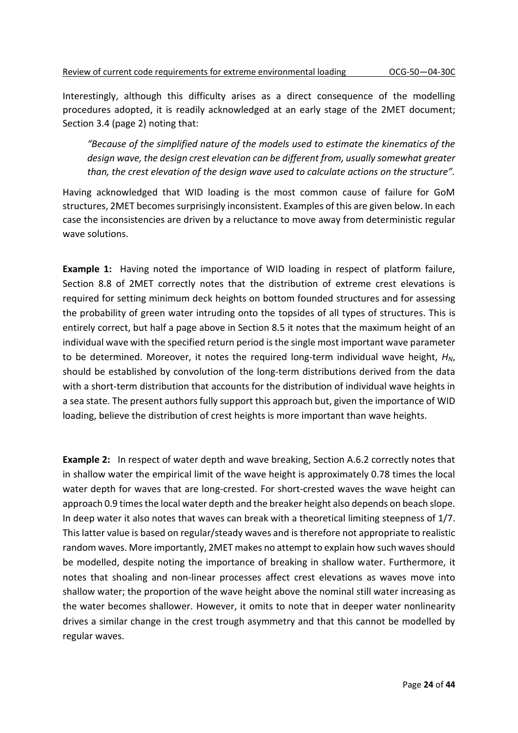Interestingly, although this difficulty arises as a direct consequence of the modelling procedures adopted, it is readily acknowledged at an early stage of the 2MET document; Section 3.4 (page 2) noting that:

> *"Because of the simplified nature of the models used to estimate the kinematics of the design wave, the design crest elevation can be different from, usually somewhat greater than, the crest elevation of the design wave used to calculate actions on the structure".*

Having acknowledged that WID loading is the most common cause of failure for GoM structures, 2MET becomes surprisingly inconsistent. Examples of this are given below. In each case the inconsistencies are driven by a reluctance to move away from deterministic regular wave solutions.

**Example 1:** Having noted the importance of WID loading in respect of platform failure, Section 8.8 of 2MET correctly notes that the distribution of extreme crest elevations is required for setting minimum deck heights on bottom founded structures and for assessing the probability of green water intruding onto the topsides of all types of structures. This is entirely correct, but half a page above in Section 8.5 it notes that the maximum height of an individual wave with the specified return period is the single most important wave parameter to be determined. Moreover, it notes the required long-term individual wave height, $H_N$, should be established by convolution of the long-term distributions derived from the data with a short-term distribution that accounts for the distribution of individual wave heights in a sea state. The present authors fully support this approach but, given the importance of WID loading, believe the distribution of crest heights is more important than wave heights.

**Example 2:** In respect of water depth and wave breaking, Section A.6.2 correctly notes that in shallow water the empirical limit of the wave height is approximately 0.78 times the local water depth for waves that are long-crested. For short-crested waves the wave height can approach 0.9 times the local water depth and the breaker height also depends on beach slope. In deep water it also notes that waves can break with a theoretical limiting steepness of 1/7. This latter value is based on regular/steady waves and is therefore not appropriate to realistic random waves. More importantly, 2MET makes no attempt to explain how such waves should be modelled, despite noting the importance of breaking in shallow water. Furthermore, it notes that shoaling and non-linear processes affect crest elevations as waves move into shallow water; the proportion of the wave height above the nominal still water increasing as the water becomes shallower. However, it omits to note that in deeper water nonlinearity drives a similar change in the crest trough asymmetry and that this cannot be modelled by regular waves.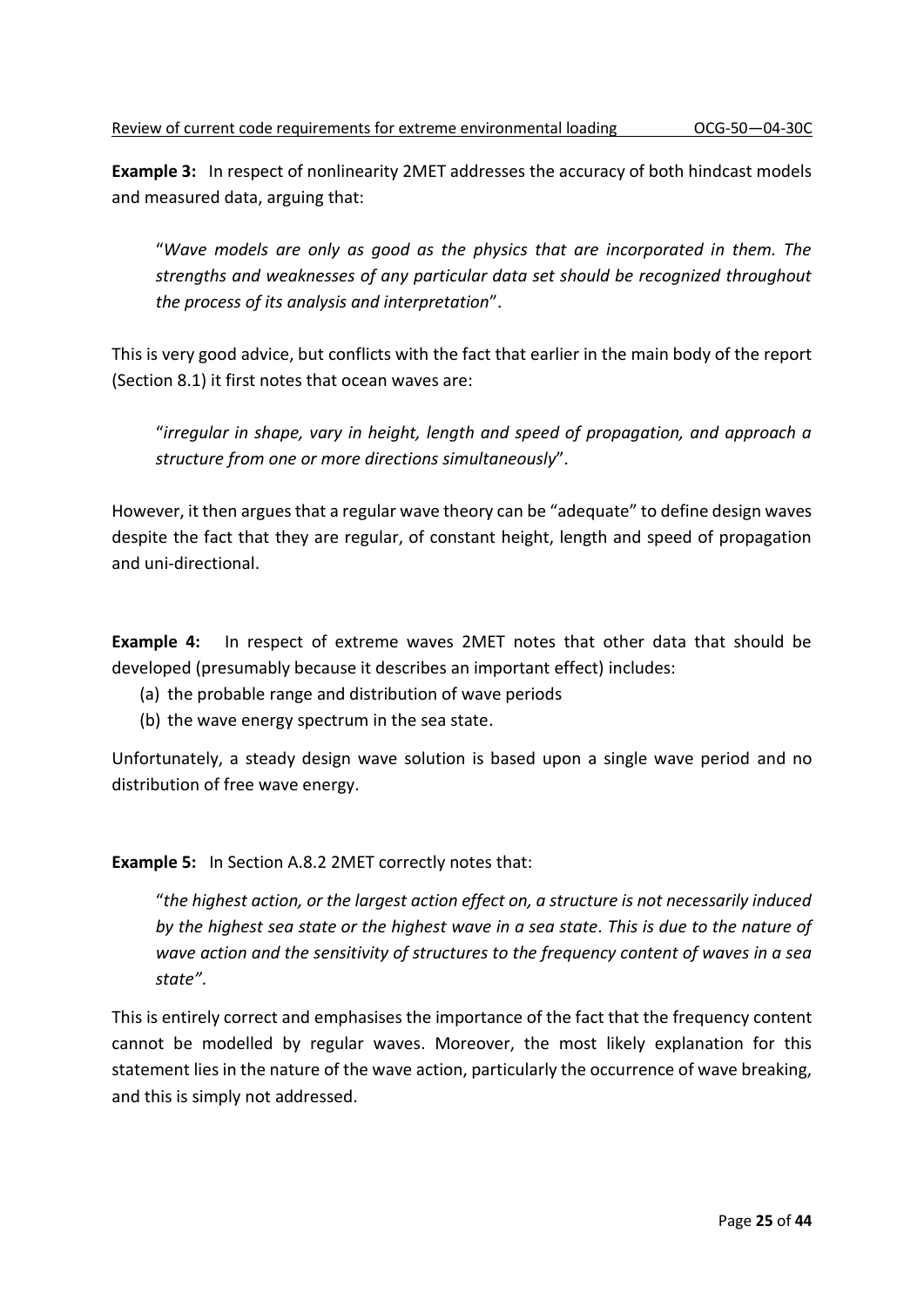**Example 3:** In respect of nonlinearity 2MET addresses the accuracy of both hindcast models and measured data, arguing that:

> "*Wave models are only as good as the physics that are incorporated in them. The strengths and weaknesses of any particular data set should be recognized throughout the process of its analysis and interpretation*".

This is very good advice, but conflicts with the fact that earlier in the main body of the report (Section 8.1) it first notes that ocean waves are:

> "*irregular in shape, vary in height, length and speed of propagation, and approach a structure from one or more directions simultaneously*".

However, it then argues that a regular wave theory can be "adequate" to define design waves despite the fact that they are regular, of constant height, length and speed of propagation and uni-directional.

**Example 4:** In respect of extreme waves 2MET notes that other data that should be developed (presumably because it describes an important effect) includes:

(a) the probable range and distribution of wave periods
(b) the wave energy spectrum in the sea state.

Unfortunately, a steady design wave solution is based upon a single wave period and no distribution of free wave energy.

**Example 5:** In Section A.8.2 2MET correctly notes that:

> "*the highest action, or the largest action effect on, a structure is not necessarily induced by the highest sea state or the highest wave in a sea state. This is due to the nature of wave action and the sensitivity of structures to the frequency content of waves in a sea state"*.

This is entirely correct and emphasises the importance of the fact that the frequency content cannot be modelled by regular waves. Moreover, the most likely explanation for this statement lies in the nature of the wave action, particularly the occurrence of wave breaking, and this is simply not addressed.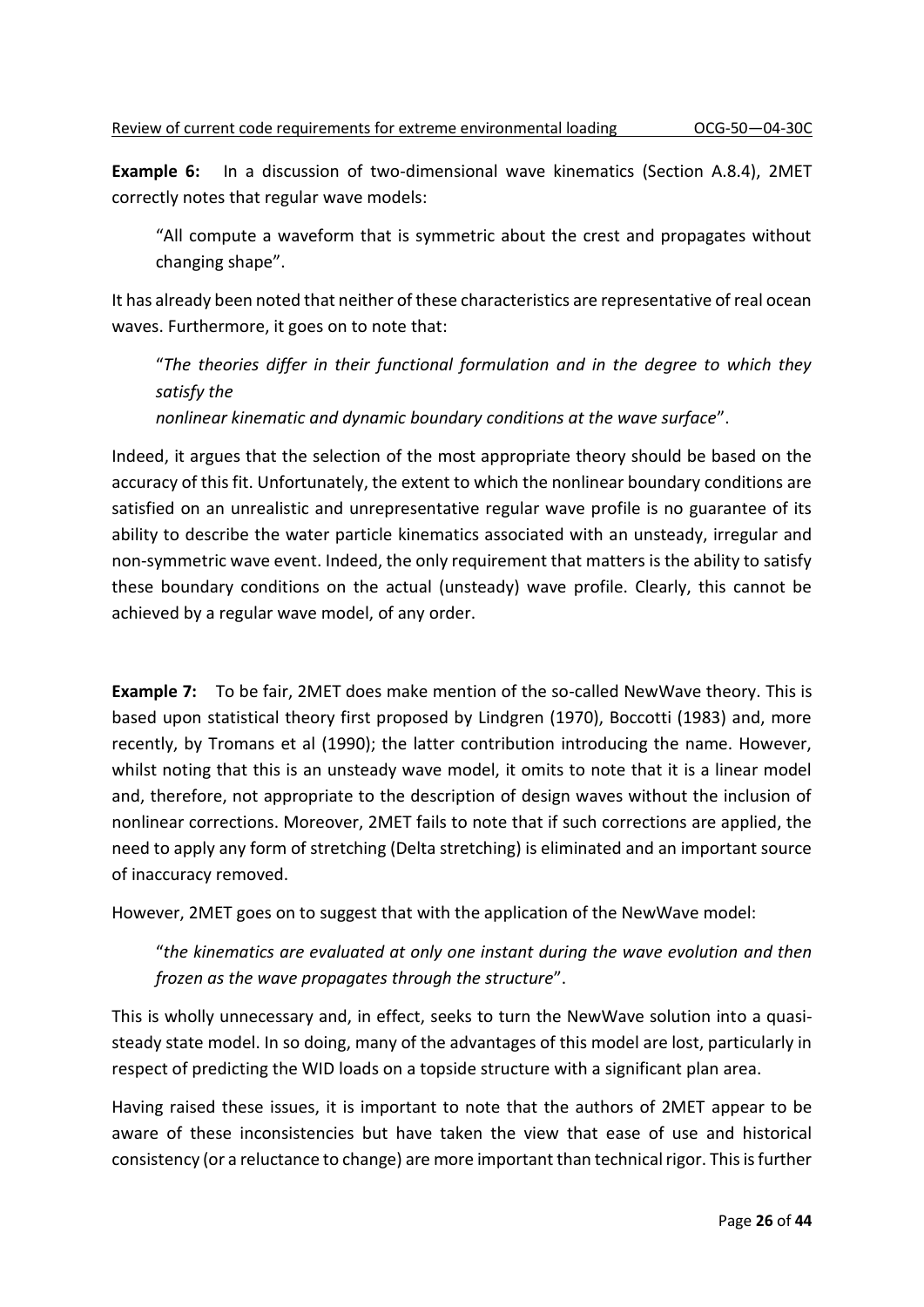**Example 6:** In a discussion of two-dimensional wave kinematics (Section A.8.4), 2MET correctly notes that regular wave models:

> "All compute a waveform that is symmetric about the crest and propagates without changing shape".

It has already been noted that neither of these characteristics are representative of real ocean waves. Furthermore, it goes on to note that:

> "*The theories differ in their functional formulation and in the degree to which they satisfy the nonlinear kinematic and dynamic boundary conditions at the wave surface*".

Indeed, it argues that the selection of the most appropriate theory should be based on the accuracy of this fit. Unfortunately, the extent to which the nonlinear boundary conditions are satisfied on an unrealistic and unrepresentative regular wave profile is no guarantee of its ability to describe the water particle kinematics associated with an unsteady, irregular and non-symmetric wave event. Indeed, the only requirement that matters is the ability to satisfy these boundary conditions on the actual (unsteady) wave profile. Clearly, this cannot be achieved by a regular wave model, of any order.

**Example 7:** To be fair, 2MET does make mention of the so-called NewWave theory. This is based upon statistical theory first proposed by Lindgren (1970), Boccotti (1983) and, more recently, by Tromans et al (1990); the latter contribution introducing the name. However, whilst noting that this is an unsteady wave model, it omits to note that it is a linear model and, therefore, not appropriate to the description of design waves without the inclusion of nonlinear corrections. Moreover, 2MET fails to note that if such corrections are applied, the need to apply any form of stretching (Delta stretching) is eliminated and an important source of inaccuracy removed.

However, 2MET goes on to suggest that with the application of the NewWave model:

> "*the kinematics are evaluated at only one instant during the wave evolution and then frozen as the wave propagates through the structure*".

This is wholly unnecessary and, in effect, seeks to turn the NewWave solution into a quasi-steady state model. In so doing, many of the advantages of this model are lost, particularly in respect of predicting the WID loads on a topside structure with a significant plan area.

Having raised these issues, it is important to note that the authors of 2MET appear to be aware of these inconsistencies but have taken the view that ease of use and historical consistency (or a reluctance to change) are more important than technical rigor. This is further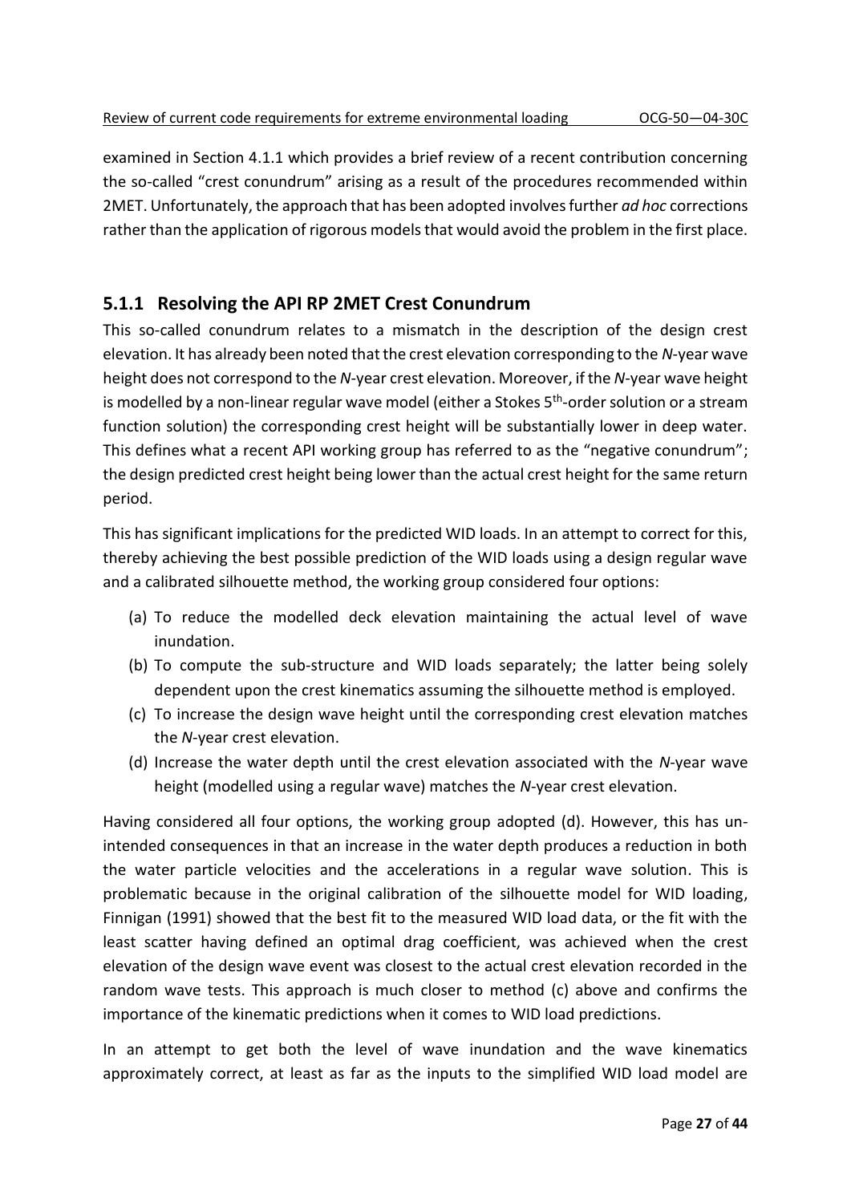examined in Section 4.1.1 which provides a brief review of a recent contribution concerning the so-called "crest conundrum" arising as a result of the procedures recommended within 2MET. Unfortunately, the approach that has been adopted involves further *ad hoc* corrections rather than the application of rigorous models that would avoid the problem in the first place.

### 5.1.1 Resolving the API RP 2MET Crest Conundrum

This so-called conundrum relates to a mismatch in the description of the design crest elevation. It has already been noted that the crest elevation corresponding to the *N*-year wave height does not correspond to the *N*-year crest elevation. Moreover, if the *N*-year wave height is modelled by a non-linear regular wave model (either a Stokes 5$^{th}$-order solution or a stream function solution) the corresponding crest height will be substantially lower in deep water. This defines what a recent API working group has referred to as the "negative conundrum"; the design predicted crest height being lower than the actual crest height for the same return period.

This has significant implications for the predicted WID loads. In an attempt to correct for this, thereby achieving the best possible prediction of the WID loads using a design regular wave and a calibrated silhouette method, the working group considered four options:

(a) To reduce the modelled deck elevation maintaining the actual level of wave inundation.

(b) To compute the sub-structure and WID loads separately; the latter being solely dependent upon the crest kinematics assuming the silhouette method is employed.

(c) To increase the design wave height until the corresponding crest elevation matches the *N*-year crest elevation.

(d) Increase the water depth until the crest elevation associated with the *N*-year wave height (modelled using a regular wave) matches the *N*-year crest elevation.

Having considered all four options, the working group adopted (d). However, this has un-intended consequences in that an increase in the water depth produces a reduction in both the water particle velocities and the accelerations in a regular wave solution. This is problematic because in the original calibration of the silhouette model for WID loading, Finnigan (1991) showed that the best fit to the measured WID load data, or the fit with the least scatter having defined an optimal drag coefficient, was achieved when the crest elevation of the design wave event was closest to the actual crest elevation recorded in the random wave tests. This approach is much closer to method (c) above and confirms the importance of the kinematic predictions when it comes to WID load predictions.

In an attempt to get both the level of wave inundation and the wave kinematics approximately correct, at least as far as the inputs to the simplified WID load model are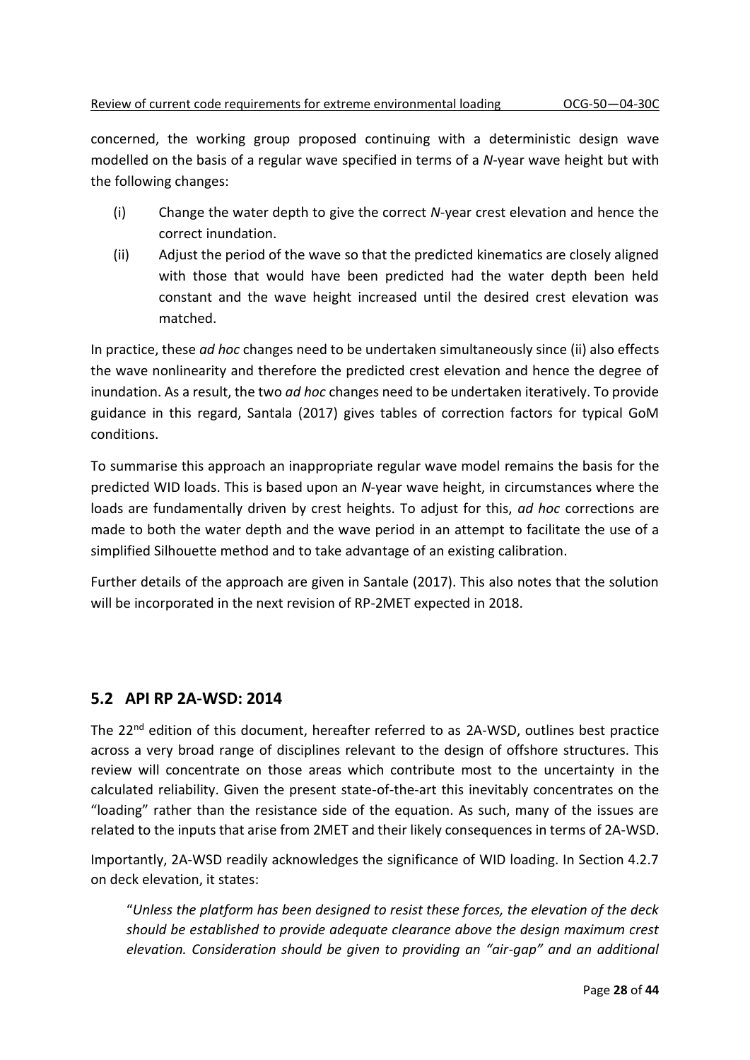concerned, the working group proposed continuing with a deterministic design wave modelled on the basis of a regular wave specified in terms of a *N*-year wave height but with the following changes:

(i) Change the water depth to give the correct *N*-year crest elevation and hence the correct inundation.

(ii) Adjust the period of the wave so that the predicted kinematics are closely aligned with those that would have been predicted had the water depth been held constant and the wave height increased until the desired crest elevation was matched.

In practice, these *ad hoc* changes need to be undertaken simultaneously since (ii) also effects the wave nonlinearity and therefore the predicted crest elevation and hence the degree of inundation. As a result, the two *ad hoc* changes need to be undertaken iteratively. To provide guidance in this regard, Santala (2017) gives tables of correction factors for typical GoM conditions.

To summarise this approach an inappropriate regular wave model remains the basis for the predicted WID loads. This is based upon an *N*-year wave height, in circumstances where the loads are fundamentally driven by crest heights. To adjust for this, *ad hoc* corrections are made to both the water depth and the wave period in an attempt to facilitate the use of a simplified Silhouette method and to take advantage of an existing calibration.

Further details of the approach are given in Santale (2017). This also notes that the solution will be incorporated in the next revision of RP-2MET expected in 2018.

## 5.2 API RP 2A-WSD: 2014

The 22nd edition of this document, hereafter referred to as 2A-WSD, outlines best practice across a very broad range of disciplines relevant to the design of offshore structures. This review will concentrate on those areas which contribute most to the uncertainty in the calculated reliability. Given the present state-of-the-art this inevitably concentrates on the "loading" rather than the resistance side of the equation. As such, many of the issues are related to the inputs that arise from 2MET and their likely consequences in terms of 2A-WSD.

Importantly, 2A-WSD readily acknowledges the significance of WID loading. In Section 4.2.7 on deck elevation, it states:

"*Unless the platform has been designed to resist these forces, the elevation of the deck should be established to provide adequate clearance above the design maximum crest elevation. Consideration should be given to providing an "air-gap" and an additional*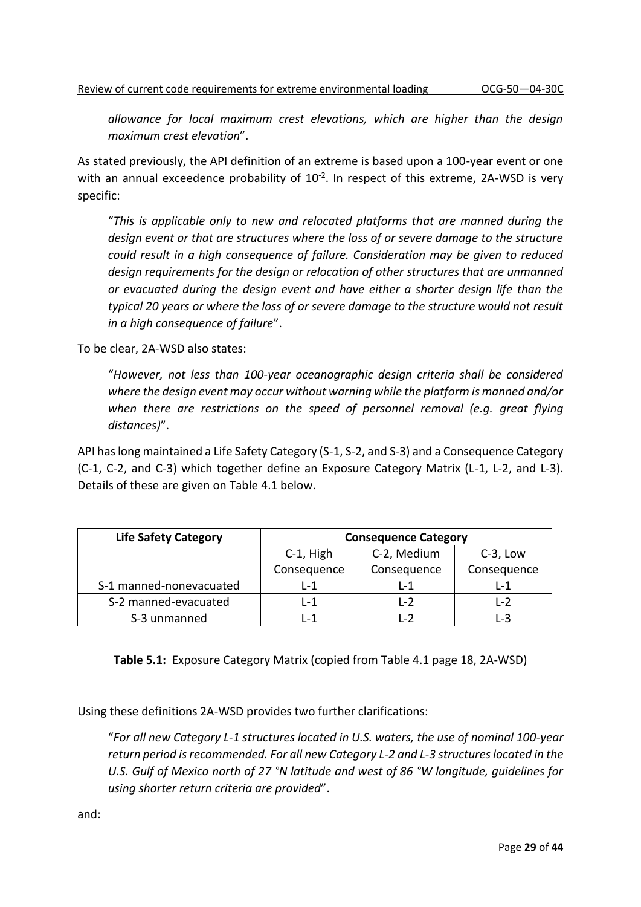*allowance for local maximum crest elevations, which are higher than the design maximum crest elevation*".

As stated previously, the API definition of an extreme is based upon a 100-year event or one with an annual exceedence probability of $10^{-2}$. In respect of this extreme, 2A-WSD is very specific:

> "*This is applicable only to new and relocated platforms that are manned during the design event or that are structures where the loss of or severe damage to the structure could result in a high consequence of failure. Consideration may be given to reduced design requirements for the design or relocation of other structures that are unmanned or evacuated during the design event and have either a shorter design life than the typical 20 years or where the loss of or severe damage to the structure would not result in a high consequence of failure*".

To be clear, 2A-WSD also states:

> "*However, not less than 100-year oceanographic design criteria shall be considered where the design event may occur without warning while the platform is manned and/or when there are restrictions on the speed of personnel removal (e.g. great flying distances)*".

API has long maintained a Life Safety Category (S-1, S-2, and S-3) and a Consequence Category (C-1, C-2, and C-3) which together define an Exposure Category Matrix (L-1, L-2, and L-3). Details of these are given on Table 4.1 below.

| Life Safety Category | Consequence Category | | |
|---|---|---|---|
| | C-1, High Consequence | C-2, Medium Consequence | C-3, Low Consequence |
| S-1 manned-nonevacuated | L-1 | L-1 | L-1 |
| S-2 manned-evacuated | L-1 | L-2 | L-2 |
| S-3 unmanned | L-1 | L-2 | L-3 |

**Table 5.1:** Exposure Category Matrix (copied from Table 4.1 page 18, 2A-WSD)

Using these definitions 2A-WSD provides two further clarifications:

> "*For all new Category L-1 structures located in U.S. waters, the use of nominal 100-year return period is recommended. For all new Category L-2 and L-3 structures located in the U.S. Gulf of Mexico north of 27 °N latitude and west of 86 °W longitude, guidelines for using shorter return criteria are provided*".

and: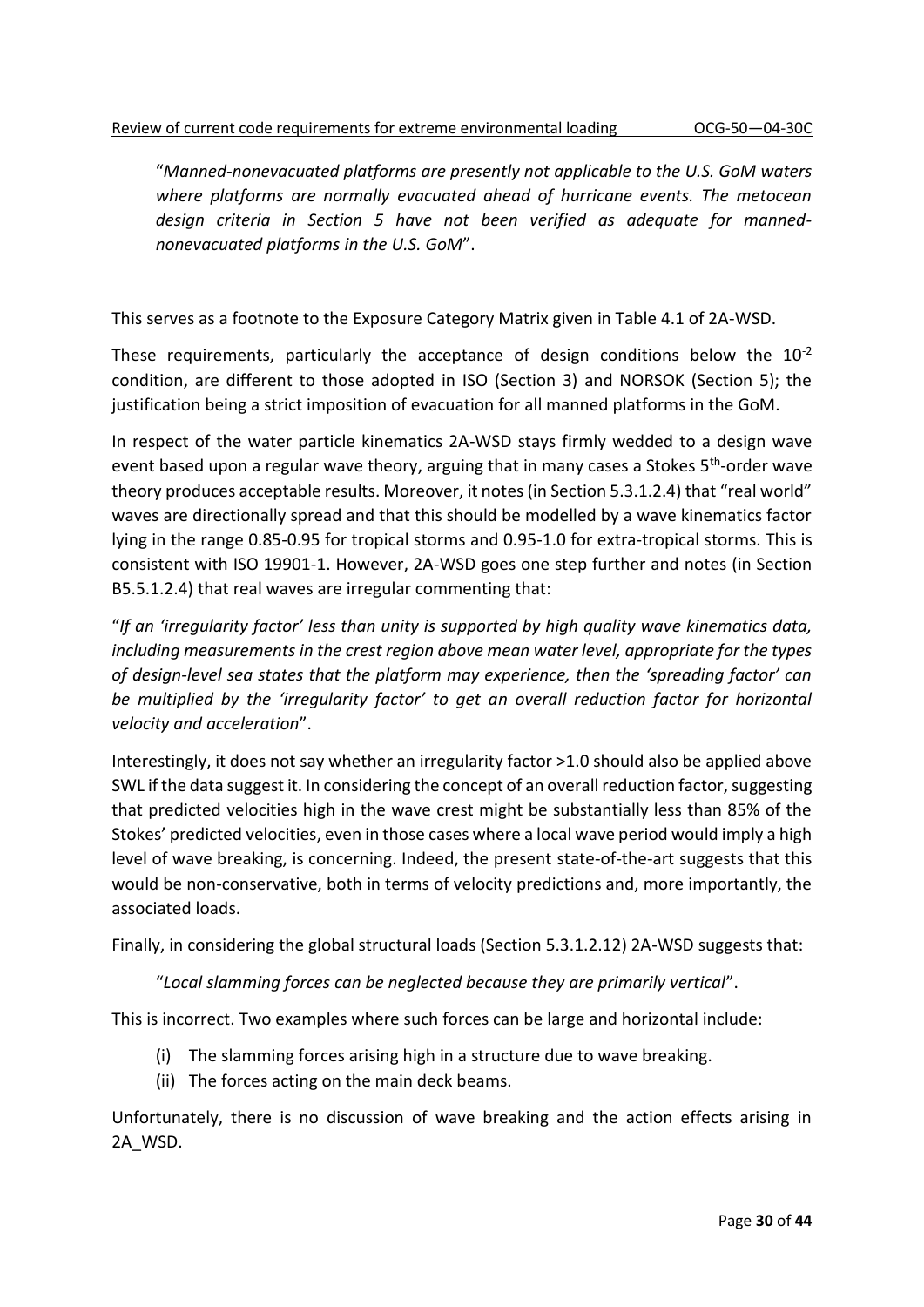"*Manned-nonevacuated platforms are presently not applicable to the U.S. GoM waters where platforms are normally evacuated ahead of hurricane events. The metocean design criteria in Section 5 have not been verified as adequate for manned-nonevacuated platforms in the U.S. GoM*".

This serves as a footnote to the Exposure Category Matrix given in Table 4.1 of 2A-WSD.

These requirements, particularly the acceptance of design conditions below the $10^{-2}$ condition, are different to those adopted in ISO (Section 3) and NORSOK (Section 5); the justification being a strict imposition of evacuation for all manned platforms in the GoM.

In respect of the water particle kinematics 2A-WSD stays firmly wedded to a design wave event based upon a regular wave theory, arguing that in many cases a Stokes 5th-order wave theory produces acceptable results. Moreover, it notes (in Section 5.3.1.2.4) that "real world" waves are directionally spread and that this should be modelled by a wave kinematics factor lying in the range 0.85-0.95 for tropical storms and 0.95-1.0 for extra-tropical storms. This is consistent with ISO 19901-1. However, 2A-WSD goes one step further and notes (in Section B5.5.1.2.4) that real waves are irregular commenting that:

"*If an 'irregularity factor' less than unity is supported by high quality wave kinematics data, including measurements in the crest region above mean water level, appropriate for the types of design-level sea states that the platform may experience, then the 'spreading factor' can be multiplied by the 'irregularity factor' to get an overall reduction factor for horizontal velocity and acceleration*".

Interestingly, it does not say whether an irregularity factor >1.0 should also be applied above SWL if the data suggest it. In considering the concept of an overall reduction factor, suggesting that predicted velocities high in the wave crest might be substantially less than 85% of the Stokes' predicted velocities, even in those cases where a local wave period would imply a high level of wave breaking, is concerning. Indeed, the present state-of-the-art suggests that this would be non-conservative, both in terms of velocity predictions and, more importantly, the associated loads.

Finally, in considering the global structural loads (Section 5.3.1.2.12) 2A-WSD suggests that:

"*Local slamming forces can be neglected because they are primarily vertical*".

This is incorrect. Two examples where such forces can be large and horizontal include:

(i) The slamming forces arising high in a structure due to wave breaking.
(ii) The forces acting on the main deck beams.

Unfortunately, there is no discussion of wave breaking and the action effects arising in 2A_WSD.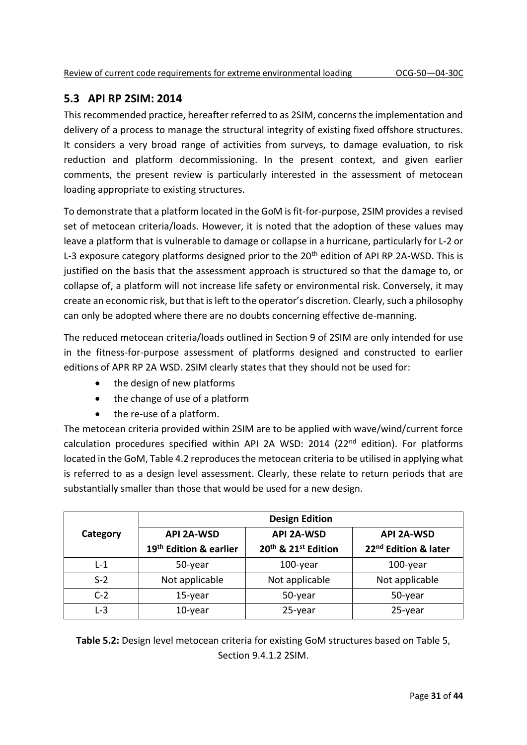## 5.3 API RP 2SIM: 2014

This recommended practice, hereafter referred to as 2SIM, concerns the implementation and delivery of a process to manage the structural integrity of existing fixed offshore structures. It considers a very broad range of activities from surveys, to damage evaluation, to risk reduction and platform decommissioning. In the present context, and given earlier comments, the present review is particularly interested in the assessment of metocean loading appropriate to existing structures.

To demonstrate that a platform located in the GoM is fit-for-purpose, 2SIM provides a revised set of metocean criteria/loads. However, it is noted that the adoption of these values may leave a platform that is vulnerable to damage or collapse in a hurricane, particularly for L-2 or L-3 exposure category platforms designed prior to the 20th edition of API RP 2A-WSD. This is justified on the basis that the assessment approach is structured so that the damage to, or collapse of, a platform will not increase life safety or environmental risk. Conversely, it may create an economic risk, but that is left to the operator's discretion. Clearly, such a philosophy can only be adopted where there are no doubts concerning effective de-manning.

The reduced metocean criteria/loads outlined in Section 9 of 2SIM are only intended for use in the fitness-for-purpose assessment of platforms designed and constructed to earlier editions of APR RP 2A WSD. 2SIM clearly states that they should not be used for:

- the design of new platforms
- the change of use of a platform
- the re-use of a platform.

The metocean criteria provided within 2SIM are to be applied with wave/wind/current force calculation procedures specified within API 2A WSD: 2014 (22nd edition). For platforms located in the GoM, Table 4.2 reproduces the metocean criteria to be utilised in applying what is referred to as a design level assessment. Clearly, these relate to return periods that are substantially smaller than those that would be used for a new design.

| Category | Design Edition | | |
|---|---|---|---|
| | **API 2A-WSD 19th Edition & earlier** | **API 2A-WSD 20th & 21st Edition** | **API 2A-WSD 22nd Edition & later** |
| L-1 | 50-year | 100-year | 100-year |
| S-2 | Not applicable | Not applicable | Not applicable |
| C-2 | 15-year | 50-year | 50-year |
| L-3 | 10-year | 25-year | 25-year |

**Table 5.2:** Design level metocean criteria for existing GoM structures based on Table 5, Section 9.4.1.2 2SIM.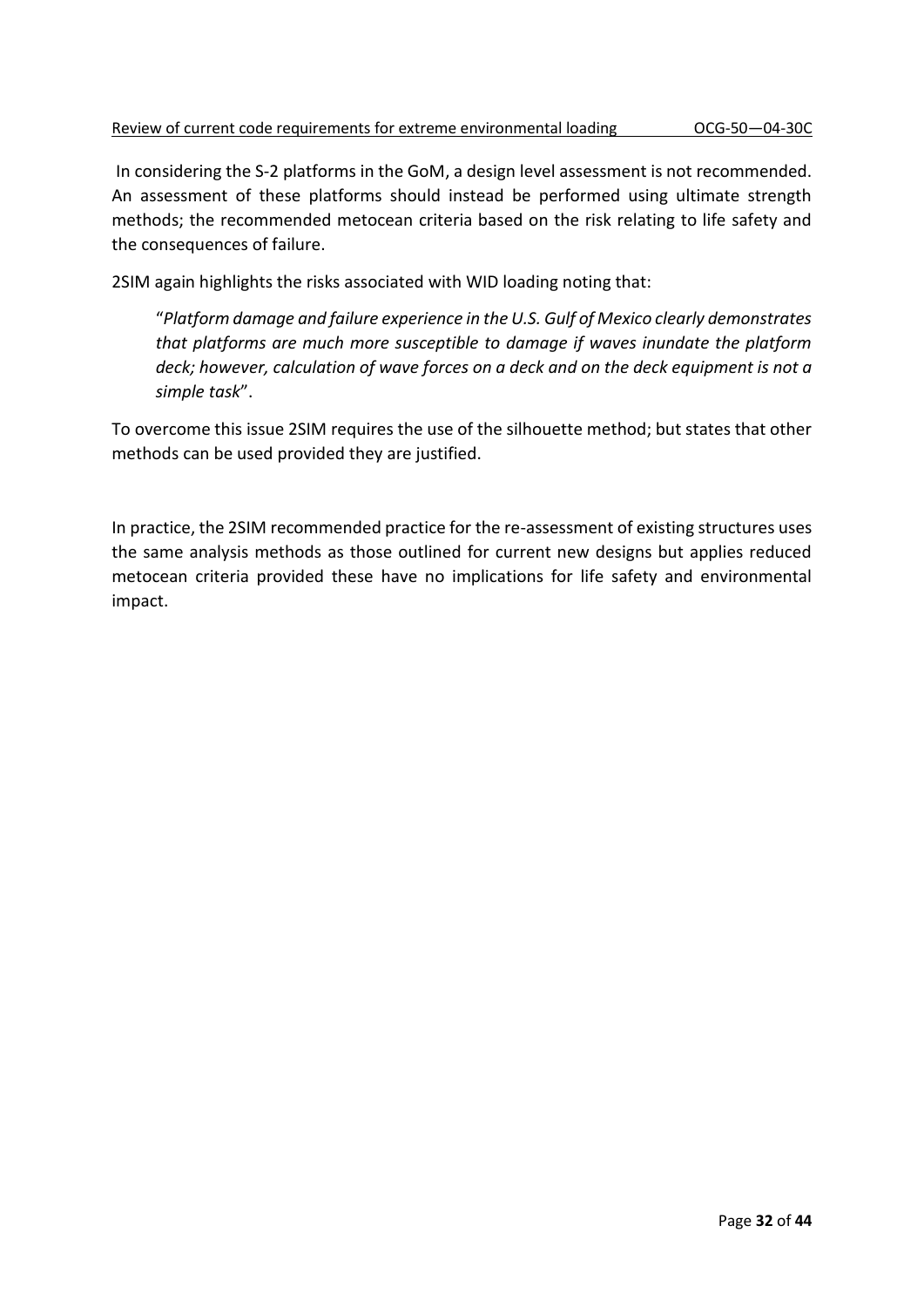In considering the S-2 platforms in the GoM, a design level assessment is not recommended. An assessment of these platforms should instead be performed using ultimate strength methods; the recommended metocean criteria based on the risk relating to life safety and the consequences of failure.

2SIM again highlights the risks associated with WID loading noting that:

> "*Platform damage and failure experience in the U.S. Gulf of Mexico clearly demonstrates that platforms are much more susceptible to damage if waves inundate the platform deck; however, calculation of wave forces on a deck and on the deck equipment is not a simple task*".

To overcome this issue 2SIM requires the use of the silhouette method; but states that other methods can be used provided they are justified.

In practice, the 2SIM recommended practice for the re-assessment of existing structures uses the same analysis methods as those outlined for current new designs but applies reduced metocean criteria provided these have no implications for life safety and environmental impact.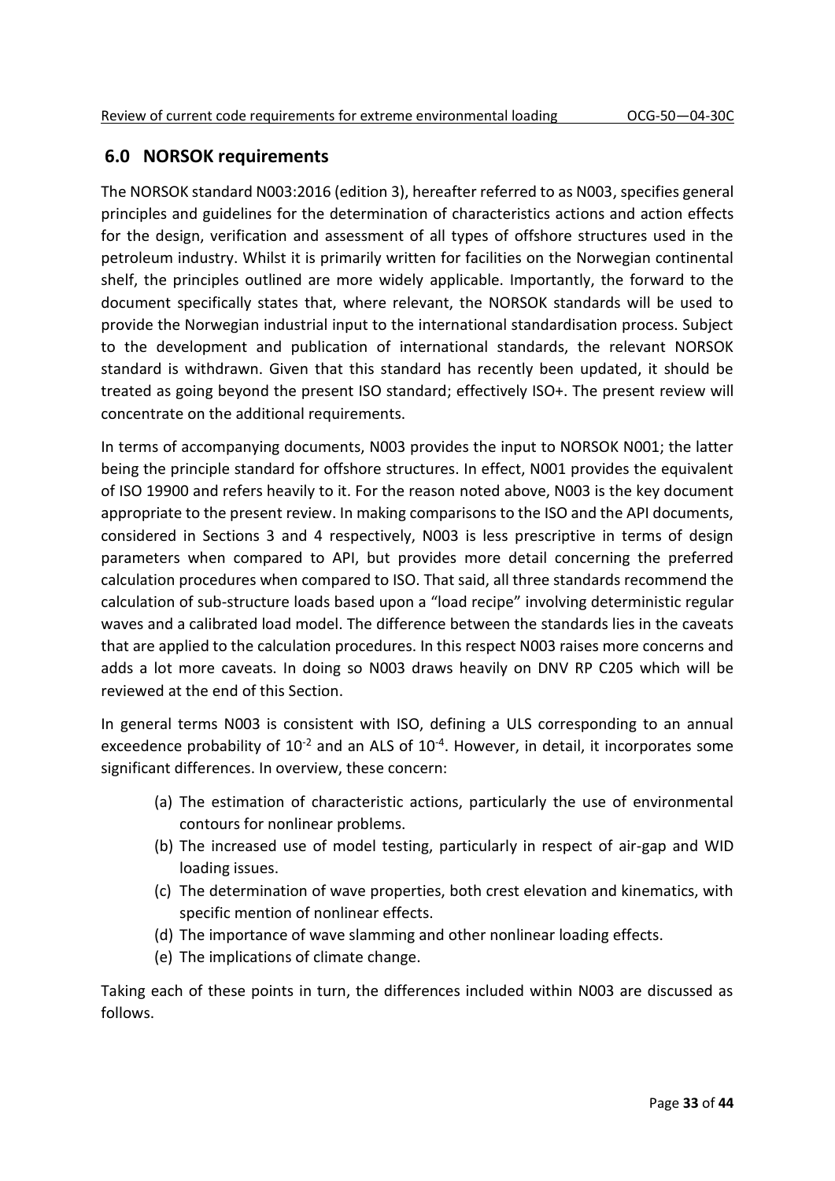## 6.0 NORSOK requirements

The NORSOK standard N003:2016 (edition 3), hereafter referred to as N003, specifies general principles and guidelines for the determination of characteristics actions and action effects for the design, verification and assessment of all types of offshore structures used in the petroleum industry. Whilst it is primarily written for facilities on the Norwegian continental shelf, the principles outlined are more widely applicable. Importantly, the forward to the document specifically states that, where relevant, the NORSOK standards will be used to provide the Norwegian industrial input to the international standardisation process. Subject to the development and publication of international standards, the relevant NORSOK standard is withdrawn. Given that this standard has recently been updated, it should be treated as going beyond the present ISO standard; effectively ISO+. The present review will concentrate on the additional requirements.

In terms of accompanying documents, N003 provides the input to NORSOK N001; the latter being the principle standard for offshore structures. In effect, N001 provides the equivalent of ISO 19900 and refers heavily to it. For the reason noted above, N003 is the key document appropriate to the present review. In making comparisons to the ISO and the API documents, considered in Sections 3 and 4 respectively, N003 is less prescriptive in terms of design parameters when compared to API, but provides more detail concerning the preferred calculation procedures when compared to ISO. That said, all three standards recommend the calculation of sub-structure loads based upon a "load recipe" involving deterministic regular waves and a calibrated load model. The difference between the standards lies in the caveats that are applied to the calculation procedures. In this respect N003 raises more concerns and adds a lot more caveats. In doing so N003 draws heavily on DNV RP C205 which will be reviewed at the end of this Section.

In general terms N003 is consistent with ISO, defining a ULS corresponding to an annual exceedence probability of $10^{-2}$ and an ALS of $10^{-4}$. However, in detail, it incorporates some significant differences. In overview, these concern:

(a) The estimation of characteristic actions, particularly the use of environmental contours for nonlinear problems.
(b) The increased use of model testing, particularly in respect of air-gap and WID loading issues.
(c) The determination of wave properties, both crest elevation and kinematics, with specific mention of nonlinear effects.
(d) The importance of wave slamming and other nonlinear loading effects.
(e) The implications of climate change.

Taking each of these points in turn, the differences included within N003 are discussed as follows.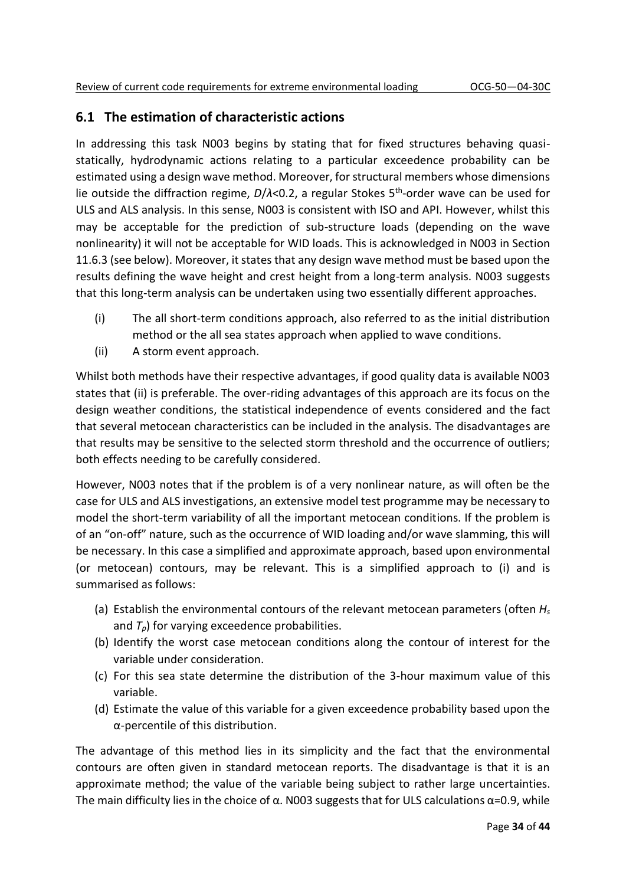## 6.1 The estimation of characteristic actions

In addressing this task N003 begins by stating that for fixed structures behaving quasi-statically, hydrodynamic actions relating to a particular exceedence probability can be estimated using a design wave method. Moreover, for structural members whose dimensions lie outside the diffraction regime, $D/\lambda<0.2$, a regular Stokes 5th-order wave can be used for ULS and ALS analysis. In this sense, N003 is consistent with ISO and API. However, whilst this may be acceptable for the prediction of sub-structure loads (depending on the wave nonlinearity) it will not be acceptable for WID loads. This is acknowledged in N003 in Section 11.6.3 (see below). Moreover, it states that any design wave method must be based upon the results defining the wave height and crest height from a long-term analysis. N003 suggests that this long-term analysis can be undertaken using two essentially different approaches.

(i) The all short-term conditions approach, also referred to as the initial distribution method or the all sea states approach when applied to wave conditions.

(ii) A storm event approach.

Whilst both methods have their respective advantages, if good quality data is available N003 states that (ii) is preferable. The over-riding advantages of this approach are its focus on the design weather conditions, the statistical independence of events considered and the fact that several metocean characteristics can be included in the analysis. The disadvantages are that results may be sensitive to the selected storm threshold and the occurrence of outliers; both effects needing to be carefully considered.

However, N003 notes that if the problem is of a very nonlinear nature, as will often be the case for ULS and ALS investigations, an extensive model test programme may be necessary to model the short-term variability of all the important metocean conditions. If the problem is of an "on-off" nature, such as the occurrence of WID loading and/or wave slamming, this will be necessary. In this case a simplified and approximate approach, based upon environmental (or metocean) contours, may be relevant. This is a simplified approach to (i) and is summarised as follows:

(a) Establish the environmental contours of the relevant metocean parameters (often $H_s$ and $T_p$) for varying exceedence probabilities.
(b) Identify the worst case metocean conditions along the contour of interest for the variable under consideration.
(c) For this sea state determine the distribution of the 3-hour maximum value of this variable.
(d) Estimate the value of this variable for a given exceedence probability based upon the α-percentile of this distribution.

The advantage of this method lies in its simplicity and the fact that the environmental contours are often given in standard metocean reports. The disadvantage is that it is an approximate method; the value of the variable being subject to rather large uncertainties. The main difficulty lies in the choice of α. N003 suggests that for ULS calculations $\alpha=0.9$, while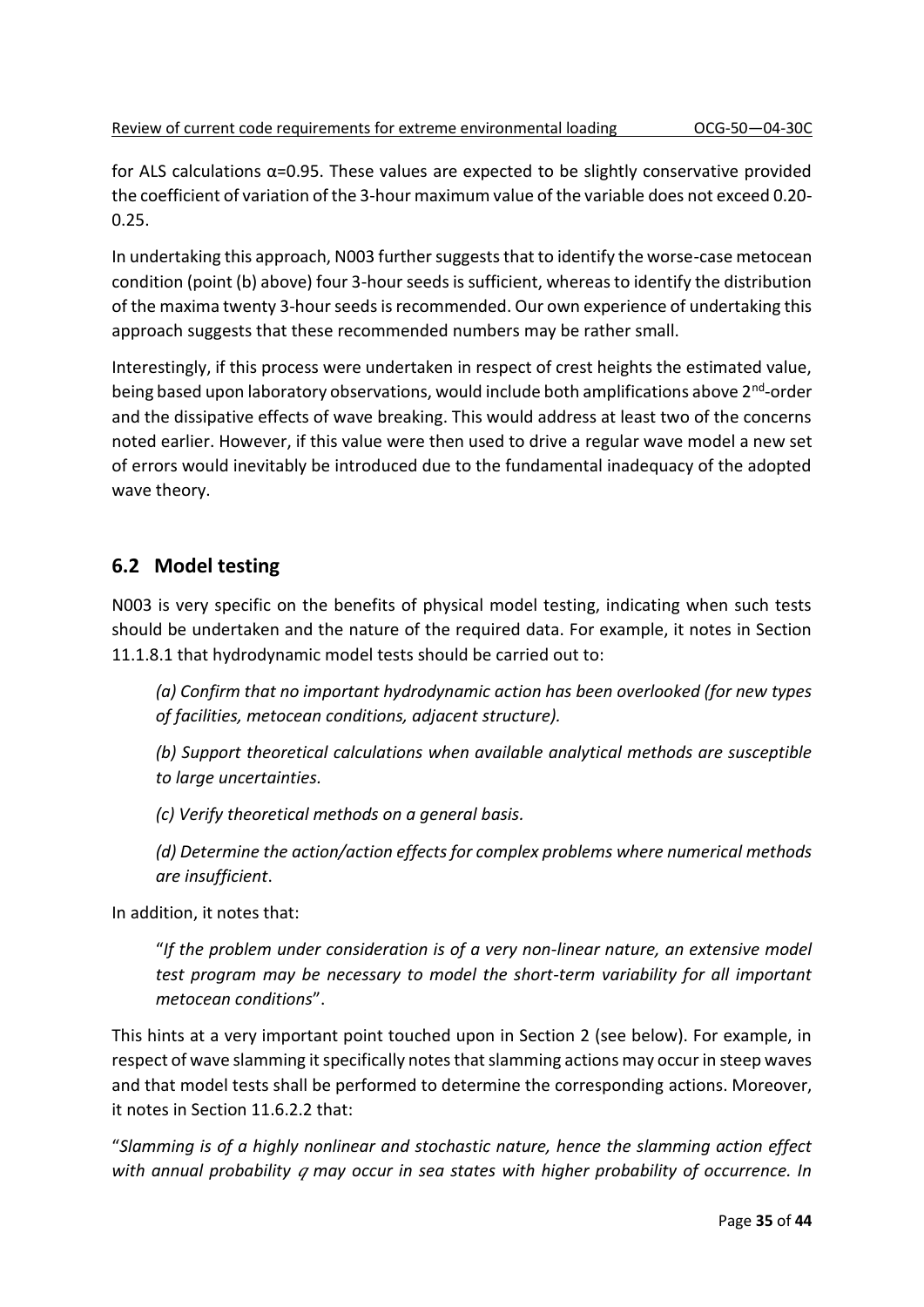for ALS calculations $\alpha$=0.95. These values are expected to be slightly conservative provided the coefficient of variation of the 3-hour maximum value of the variable does not exceed 0.20-0.25.

In undertaking this approach, N003 further suggests that to identify the worse-case metocean condition (point (b) above) four 3-hour seeds is sufficient, whereas to identify the distribution of the maxima twenty 3-hour seeds is recommended. Our own experience of undertaking this approach suggests that these recommended numbers may be rather small.

Interestingly, if this process were undertaken in respect of crest heights the estimated value, being based upon laboratory observations, would include both amplifications above 2nd-order and the dissipative effects of wave breaking. This would address at least two of the concerns noted earlier. However, if this value were then used to drive a regular wave model a new set of errors would inevitably be introduced due to the fundamental inadequacy of the adopted wave theory.

## 6.2 Model testing

N003 is very specific on the benefits of physical model testing, indicating when such tests should be undertaken and the nature of the required data. For example, it notes in Section 11.1.8.1 that hydrodynamic model tests should be carried out to:

> *(a) Confirm that no important hydrodynamic action has been overlooked (for new types of facilities, metocean conditions, adjacent structure).*
>
> *(b) Support theoretical calculations when available analytical methods are susceptible to large uncertainties.*
>
> *(c) Verify theoretical methods on a general basis.*
>
> *(d) Determine the action/action effects for complex problems where numerical methods are insufficient*.

In addition, it notes that:

> "*If the problem under consideration is of a very non-linear nature, an extensive model test program may be necessary to model the short-term variability for all important metocean conditions*".

This hints at a very important point touched upon in Section 2 (see below). For example, in respect of wave slamming it specifically notes that slamming actions may occur in steep waves and that model tests shall be performed to determine the corresponding actions. Moreover, it notes in Section 11.6.2.2 that:

"*Slamming is of a highly nonlinear and stochastic nature, hence the slamming action effect with annual probability $q$ may occur in sea states with higher probability of occurrence. In*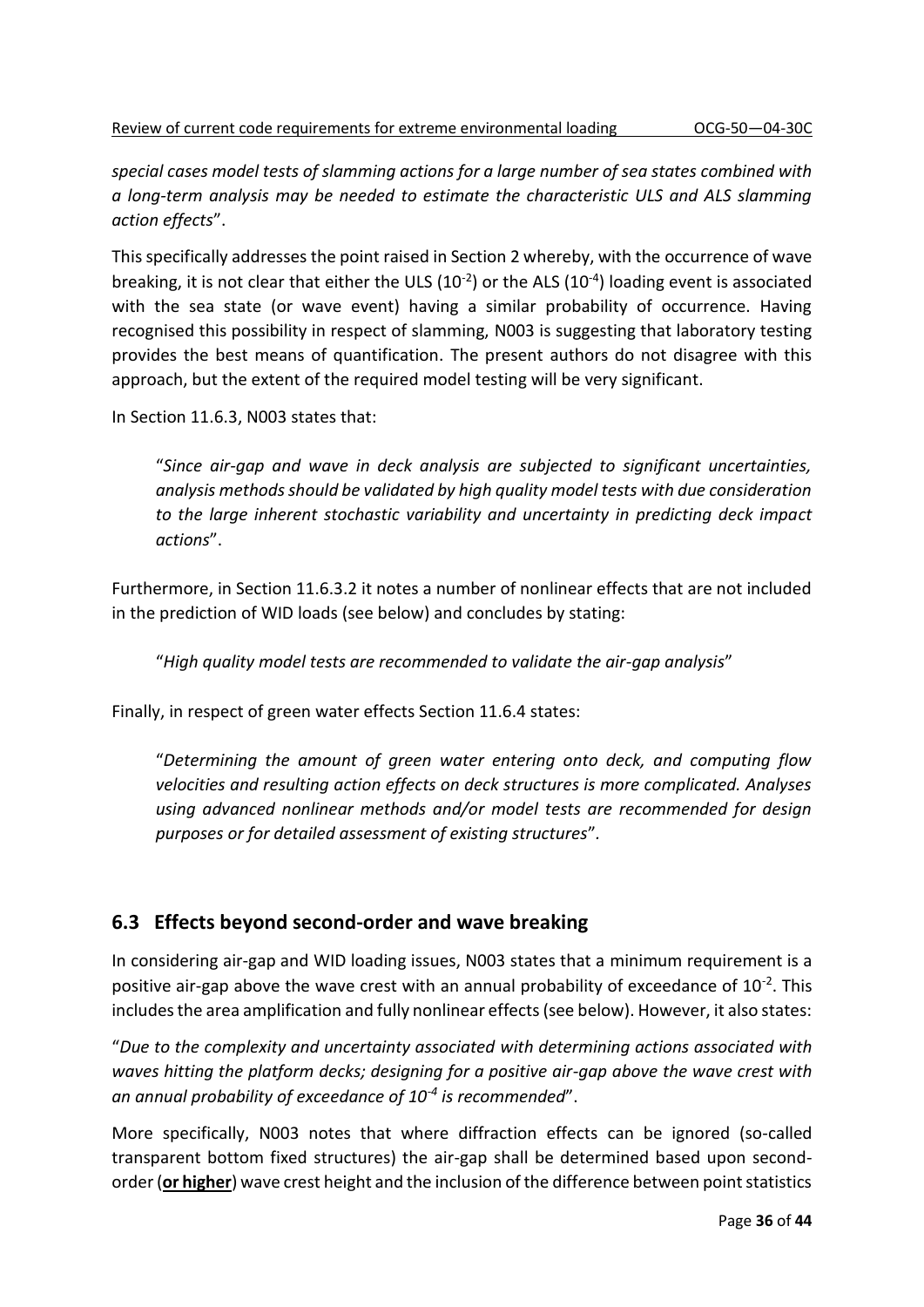*special cases model tests of slamming actions for a large number of sea states combined with a long-term analysis may be needed to estimate the characteristic ULS and ALS slamming action effects*".

This specifically addresses the point raised in Section 2 whereby, with the occurrence of wave breaking, it is not clear that either the ULS ($10^{-2}$) or the ALS ($10^{-4}$) loading event is associated with the sea state (or wave event) having a similar probability of occurrence. Having recognised this possibility in respect of slamming, N003 is suggesting that laboratory testing provides the best means of quantification. The present authors do not disagree with this approach, but the extent of the required model testing will be very significant.

In Section 11.6.3, N003 states that:

> "*Since air-gap and wave in deck analysis are subjected to significant uncertainties, analysis methods should be validated by high quality model tests with due consideration to the large inherent stochastic variability and uncertainty in predicting deck impact actions*".

Furthermore, in Section 11.6.3.2 it notes a number of nonlinear effects that are not included in the prediction of WID loads (see below) and concludes by stating:

> "*High quality model tests are recommended to validate the air-gap analysis*"

Finally, in respect of green water effects Section 11.6.4 states:

> "*Determining the amount of green water entering onto deck, and computing flow velocities and resulting action effects on deck structures is more complicated. Analyses using advanced nonlinear methods and/or model tests are recommended for design purposes or for detailed assessment of existing structures*".

## 6.3 Effects beyond second-order and wave breaking

In considering air-gap and WID loading issues, N003 states that a minimum requirement is a positive air-gap above the wave crest with an annual probability of exceedance of $10^{-2}$. This includes the area amplification and fully nonlinear effects (see below). However, it also states:

"*Due to the complexity and uncertainty associated with determining actions associated with waves hitting the platform decks; designing for a positive air-gap above the wave crest with an annual probability of exceedance of $10^{-4}$ is recommended*".

More specifically, N003 notes that where diffraction effects can be ignored (so-called transparent bottom fixed structures) the air-gap shall be determined based upon second-order (**or higher**) wave crest height and the inclusion of the difference between point statistics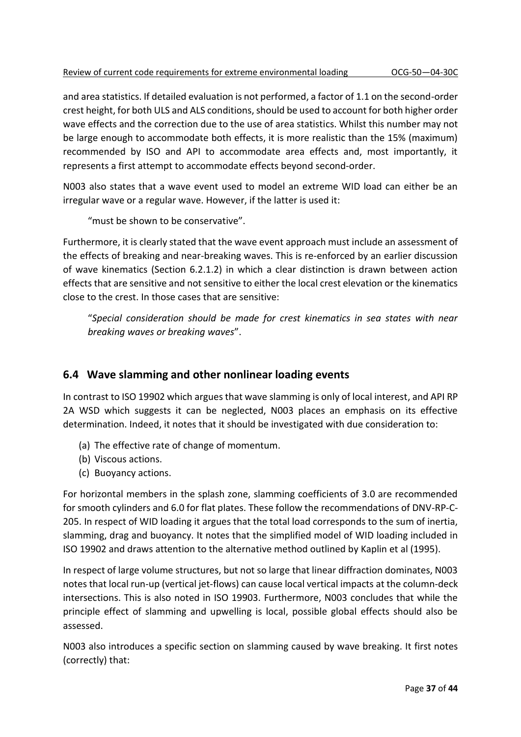and area statistics. If detailed evaluation is not performed, a factor of 1.1 on the second-order crest height, for both ULS and ALS conditions, should be used to account for both higher order wave effects and the correction due to the use of area statistics. Whilst this number may not be large enough to accommodate both effects, it is more realistic than the 15% (maximum) recommended by ISO and API to accommodate area effects and, most importantly, it represents a first attempt to accommodate effects beyond second-order.

N003 also states that a wave event used to model an extreme WID load can either be an irregular wave or a regular wave. However, if the latter is used it:

> "must be shown to be conservative".

Furthermore, it is clearly stated that the wave event approach must include an assessment of the effects of breaking and near-breaking waves. This is re-enforced by an earlier discussion of wave kinematics (Section 6.2.1.2) in which a clear distinction is drawn between action effects that are sensitive and not sensitive to either the local crest elevation or the kinematics close to the crest. In those cases that are sensitive:

> "*Special consideration should be made for crest kinematics in sea states with near breaking waves or breaking waves*".

## 6.4 Wave slamming and other nonlinear loading events

In contrast to ISO 19902 which argues that wave slamming is only of local interest, and API RP 2A WSD which suggests it can be neglected, N003 places an emphasis on its effective determination. Indeed, it notes that it should be investigated with due consideration to:

(a) The effective rate of change of momentum.
(b) Viscous actions.
(c) Buoyancy actions.

For horizontal members in the splash zone, slamming coefficients of 3.0 are recommended for smooth cylinders and 6.0 for flat plates. These follow the recommendations of DNV-RP-C-205. In respect of WID loading it argues that the total load corresponds to the sum of inertia, slamming, drag and buoyancy. It notes that the simplified model of WID loading included in ISO 19902 and draws attention to the alternative method outlined by Kaplin et al (1995).

In respect of large volume structures, but not so large that linear diffraction dominates, N003 notes that local run-up (vertical jet-flows) can cause local vertical impacts at the column-deck intersections. This is also noted in ISO 19903. Furthermore, N003 concludes that while the principle effect of slamming and upwelling is local, possible global effects should also be assessed.

N003 also introduces a specific section on slamming caused by wave breaking. It first notes (correctly) that: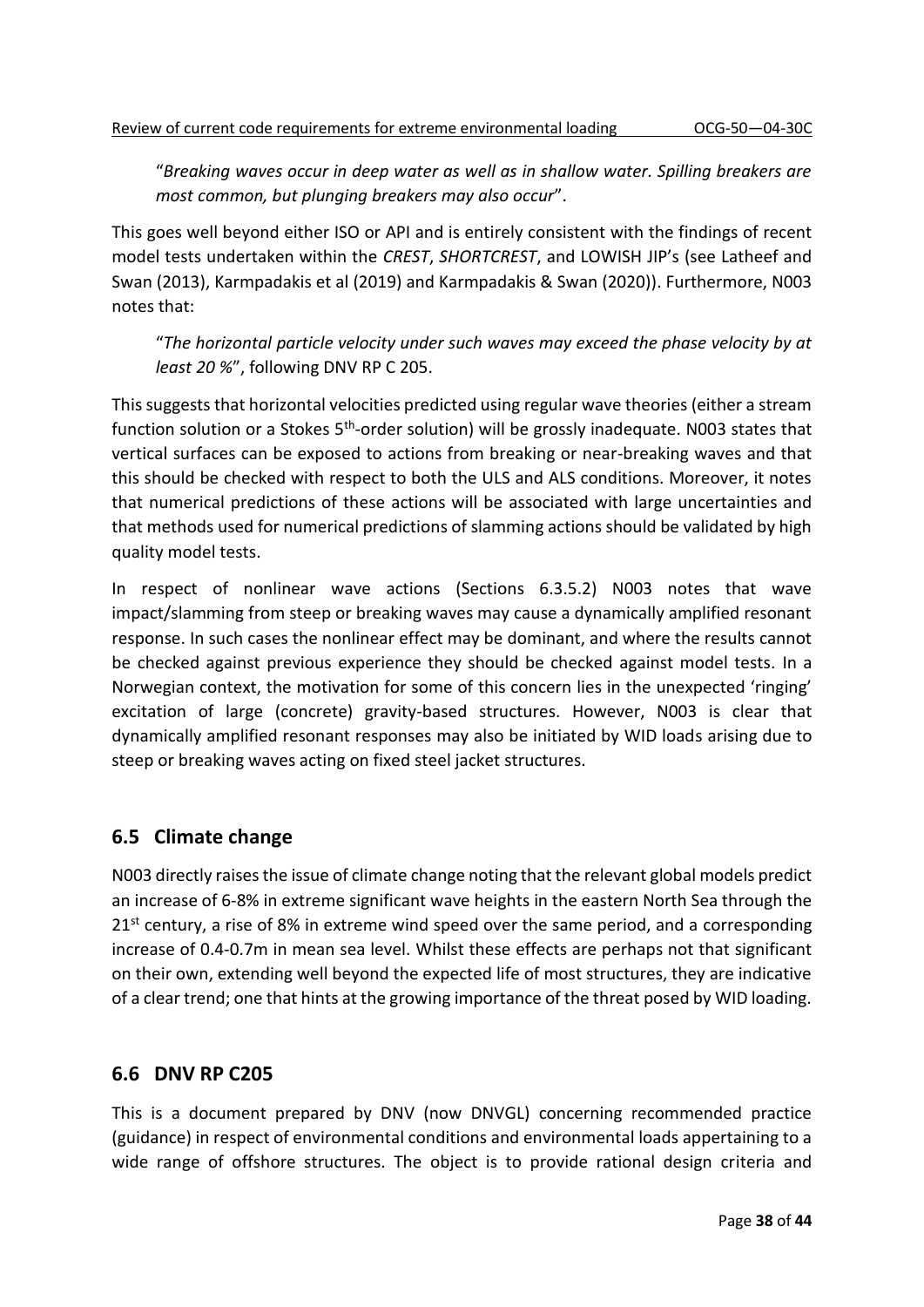"*Breaking waves occur in deep water as well as in shallow water. Spilling breakers are most common, but plunging breakers may also occur*".

This goes well beyond either ISO or API and is entirely consistent with the findings of recent model tests undertaken within the *CREST*, *SHORTCREST*, and LOWISH JIP's (see Latheef and Swan (2013), Karmpadakis et al (2019) and Karmpadakis & Swan (2020)). Furthermore, N003 notes that:

"*The horizontal particle velocity under such waves may exceed the phase velocity by at least 20 %*", following DNV RP C 205.

This suggests that horizontal velocities predicted using regular wave theories (either a stream function solution or a Stokes 5th-order solution) will be grossly inadequate. N003 states that vertical surfaces can be exposed to actions from breaking or near-breaking waves and that this should be checked with respect to both the ULS and ALS conditions. Moreover, it notes that numerical predictions of these actions will be associated with large uncertainties and that methods used for numerical predictions of slamming actions should be validated by high quality model tests.

In respect of nonlinear wave actions (Sections 6.3.5.2) N003 notes that wave impact/slamming from steep or breaking waves may cause a dynamically amplified resonant response. In such cases the nonlinear effect may be dominant, and where the results cannot be checked against previous experience they should be checked against model tests. In a Norwegian context, the motivation for some of this concern lies in the unexpected 'ringing' excitation of large (concrete) gravity-based structures. However, N003 is clear that dynamically amplified resonant responses may also be initiated by WID loads arising due to steep or breaking waves acting on fixed steel jacket structures.

## 6.5 Climate change

N003 directly raises the issue of climate change noting that the relevant global models predict an increase of 6-8% in extreme significant wave heights in the eastern North Sea through the 21st century, a rise of 8% in extreme wind speed over the same period, and a corresponding increase of 0.4-0.7m in mean sea level. Whilst these effects are perhaps not that significant on their own, extending well beyond the expected life of most structures, they are indicative of a clear trend; one that hints at the growing importance of the threat posed by WID loading.

## 6.6 DNV RP C205

This is a document prepared by DNV (now DNVGL) concerning recommended practice (guidance) in respect of environmental conditions and environmental loads appertaining to a wide range of offshore structures. The object is to provide rational design criteria and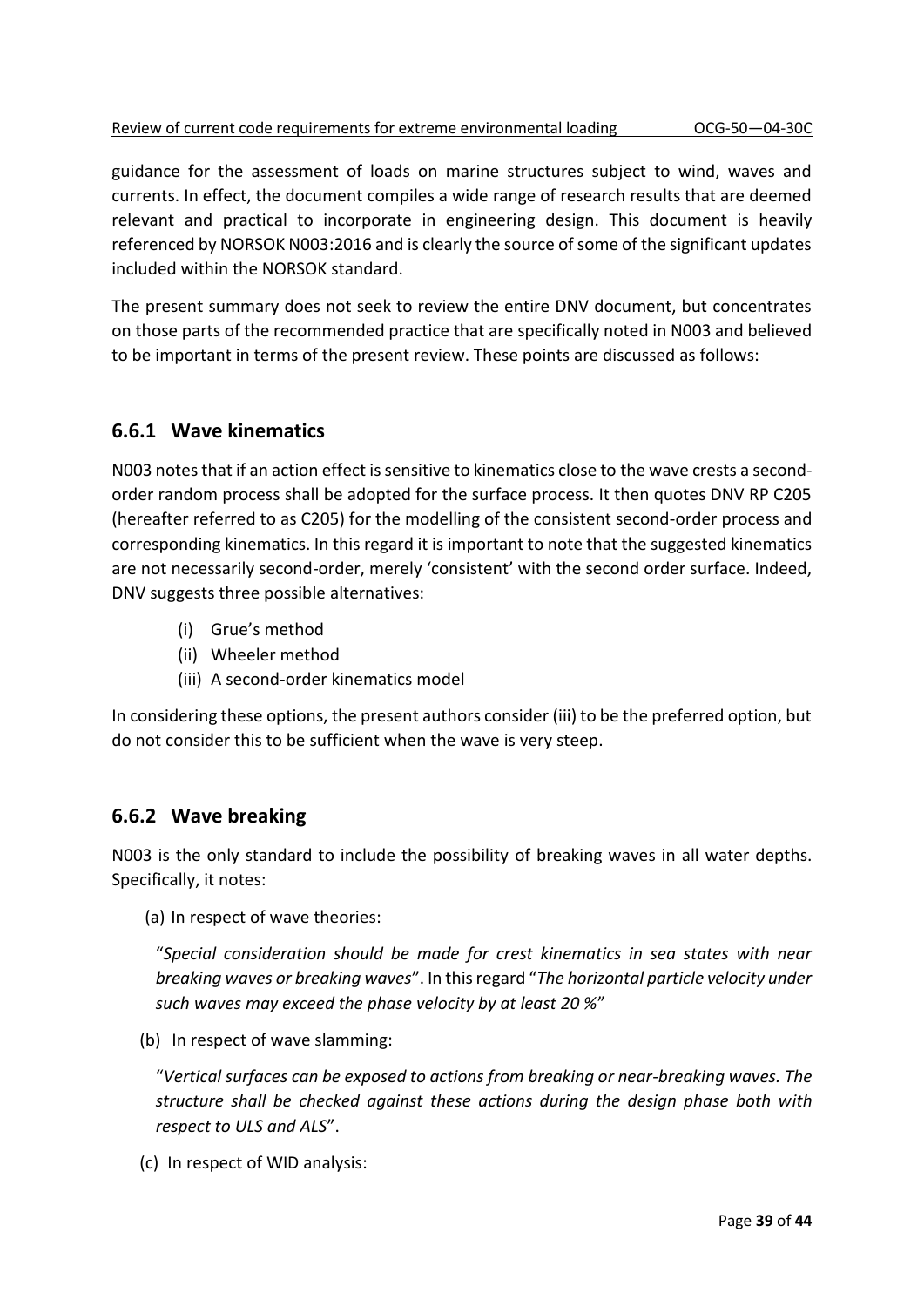guidance for the assessment of loads on marine structures subject to wind, waves and currents. In effect, the document compiles a wide range of research results that are deemed relevant and practical to incorporate in engineering design. This document is heavily referenced by NORSOK N003:2016 and is clearly the source of some of the significant updates included within the NORSOK standard.

The present summary does not seek to review the entire DNV document, but concentrates on those parts of the recommended practice that are specifically noted in N003 and believed to be important in terms of the present review. These points are discussed as follows:

### 6.6.1 Wave kinematics

N003 notes that if an action effect is sensitive to kinematics close to the wave crests a second-order random process shall be adopted for the surface process. It then quotes DNV RP C205 (hereafter referred to as C205) for the modelling of the consistent second-order process and corresponding kinematics. In this regard it is important to note that the suggested kinematics are not necessarily second-order, merely 'consistent' with the second order surface. Indeed, DNV suggests three possible alternatives:

- (i) Grue's method
- (ii) Wheeler method
- (iii) A second-order kinematics model

In considering these options, the present authors consider (iii) to be the preferred option, but do not consider this to be sufficient when the wave is very steep.

### 6.6.2 Wave breaking

N003 is the only standard to include the possibility of breaking waves in all water depths. Specifically, it notes:

(a) In respect of wave theories:

"*Special consideration should be made for crest kinematics in sea states with near breaking waves or breaking waves*". In this regard "*The horizontal particle velocity under such waves may exceed the phase velocity by at least 20 %*"

(b) In respect of wave slamming:

"*Vertical surfaces can be exposed to actions from breaking or near-breaking waves. The structure shall be checked against these actions during the design phase both with respect to ULS and ALS*".

(c) In respect of WID analysis: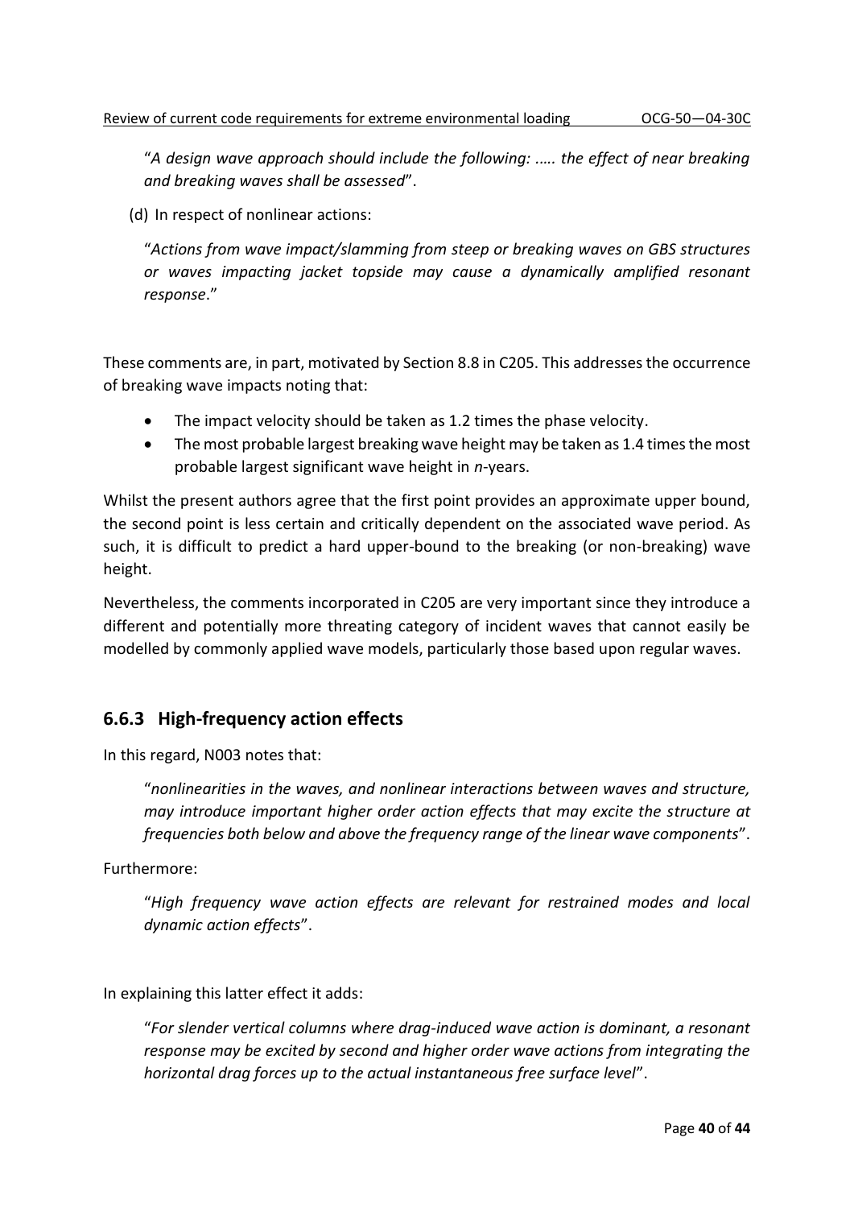"*A design wave approach should include the following: ..... the effect of near breaking and breaking waves shall be assessed*".

(d) In respect of nonlinear actions:

"*Actions from wave impact/slamming from steep or breaking waves on GBS structures or waves impacting jacket topside may cause a dynamically amplified resonant response*."

These comments are, in part, motivated by Section 8.8 in C205. This addresses the occurrence of breaking wave impacts noting that:

- The impact velocity should be taken as 1.2 times the phase velocity.
- The most probable largest breaking wave height may be taken as 1.4 times the most probable largest significant wave height in *n*-years.

Whilst the present authors agree that the first point provides an approximate upper bound, the second point is less certain and critically dependent on the associated wave period. As such, it is difficult to predict a hard upper-bound to the breaking (or non-breaking) wave height.

Nevertheless, the comments incorporated in C205 are very important since they introduce a different and potentially more threating category of incident waves that cannot easily be modelled by commonly applied wave models, particularly those based upon regular waves.

### 6.6.3 High-frequency action effects

In this regard, N003 notes that:

"*nonlinearities in the waves, and nonlinear interactions between waves and structure, may introduce important higher order action effects that may excite the structure at frequencies both below and above the frequency range of the linear wave components*".

Furthermore:

"*High frequency wave action effects are relevant for restrained modes and local dynamic action effects*".

In explaining this latter effect it adds:

"*For slender vertical columns where drag-induced wave action is dominant, a resonant response may be excited by second and higher order wave actions from integrating the horizontal drag forces up to the actual instantaneous free surface level*".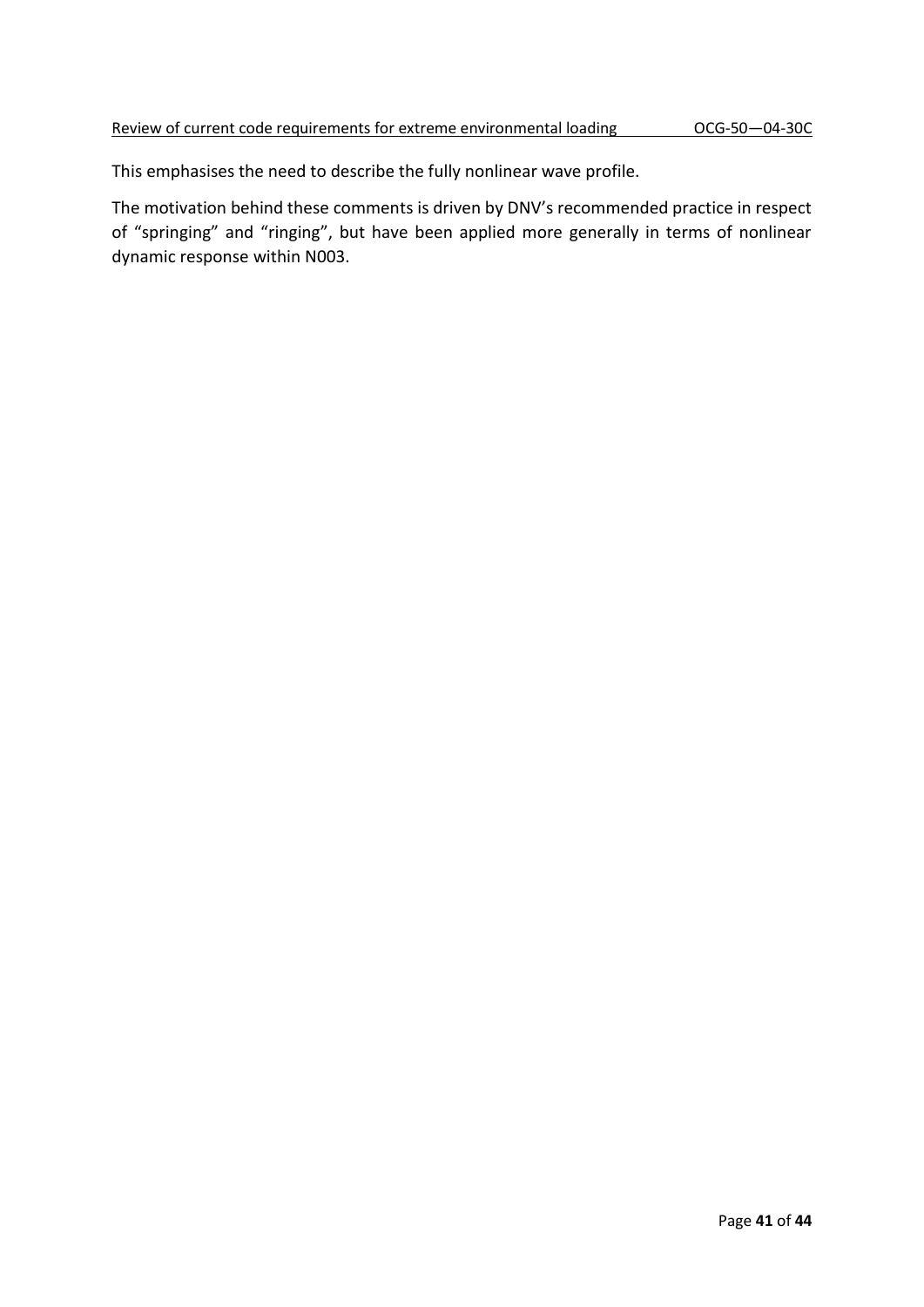This emphasises the need to describe the fully nonlinear wave profile.

The motivation behind these comments is driven by DNV's recommended practice in respect of "springing" and "ringing", but have been applied more generally in terms of nonlinear dynamic response within N003.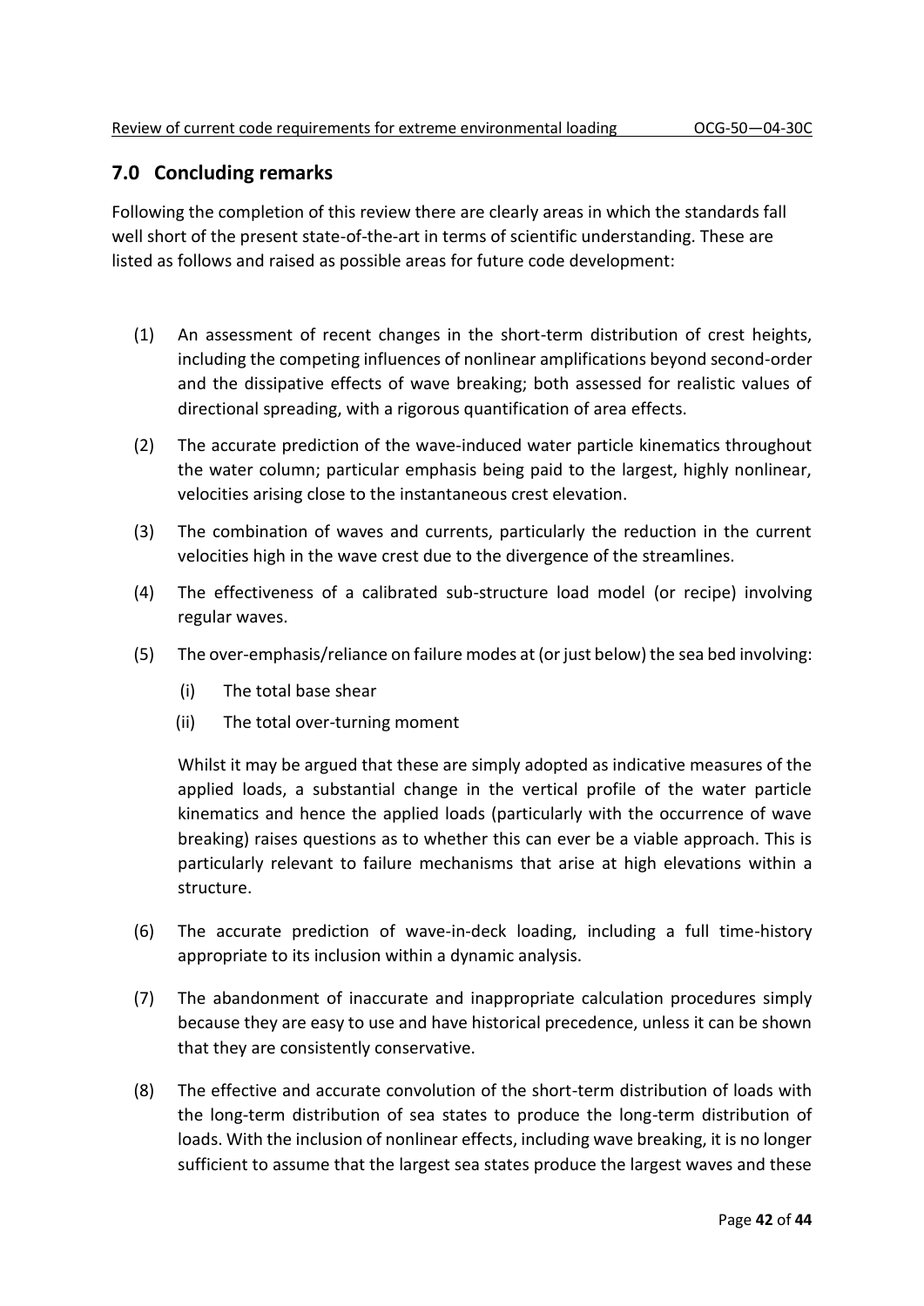## 7.0 Concluding remarks

Following the completion of this review there are clearly areas in which the standards fall well short of the present state-of-the-art in terms of scientific understanding. These are listed as follows and raised as possible areas for future code development:

(1) An assessment of recent changes in the short-term distribution of crest heights, including the competing influences of nonlinear amplifications beyond second-order and the dissipative effects of wave breaking; both assessed for realistic values of directional spreading, with a rigorous quantification of area effects.

(2) The accurate prediction of the wave-induced water particle kinematics throughout the water column; particular emphasis being paid to the largest, highly nonlinear, velocities arising close to the instantaneous crest elevation.

(3) The combination of waves and currents, particularly the reduction in the current velocities high in the wave crest due to the divergence of the streamlines.

(4) The effectiveness of a calibrated sub-structure load model (or recipe) involving regular waves.

(5) The over-emphasis/reliance on failure modes at (or just below) the sea bed involving:

  (i) The total base shear

  (ii) The total over-turning moment

  Whilst it may be argued that these are simply adopted as indicative measures of the applied loads, a substantial change in the vertical profile of the water particle kinematics and hence the applied loads (particularly with the occurrence of wave breaking) raises questions as to whether this can ever be a viable approach. This is particularly relevant to failure mechanisms that arise at high elevations within a structure.

(6) The accurate prediction of wave-in-deck loading, including a full time-history appropriate to its inclusion within a dynamic analysis.

(7) The abandonment of inaccurate and inappropriate calculation procedures simply because they are easy to use and have historical precedence, unless it can be shown that they are consistently conservative.

(8) The effective and accurate convolution of the short-term distribution of loads with the long-term distribution of sea states to produce the long-term distribution of loads. With the inclusion of nonlinear effects, including wave breaking, it is no longer sufficient to assume that the largest sea states produce the largest waves and these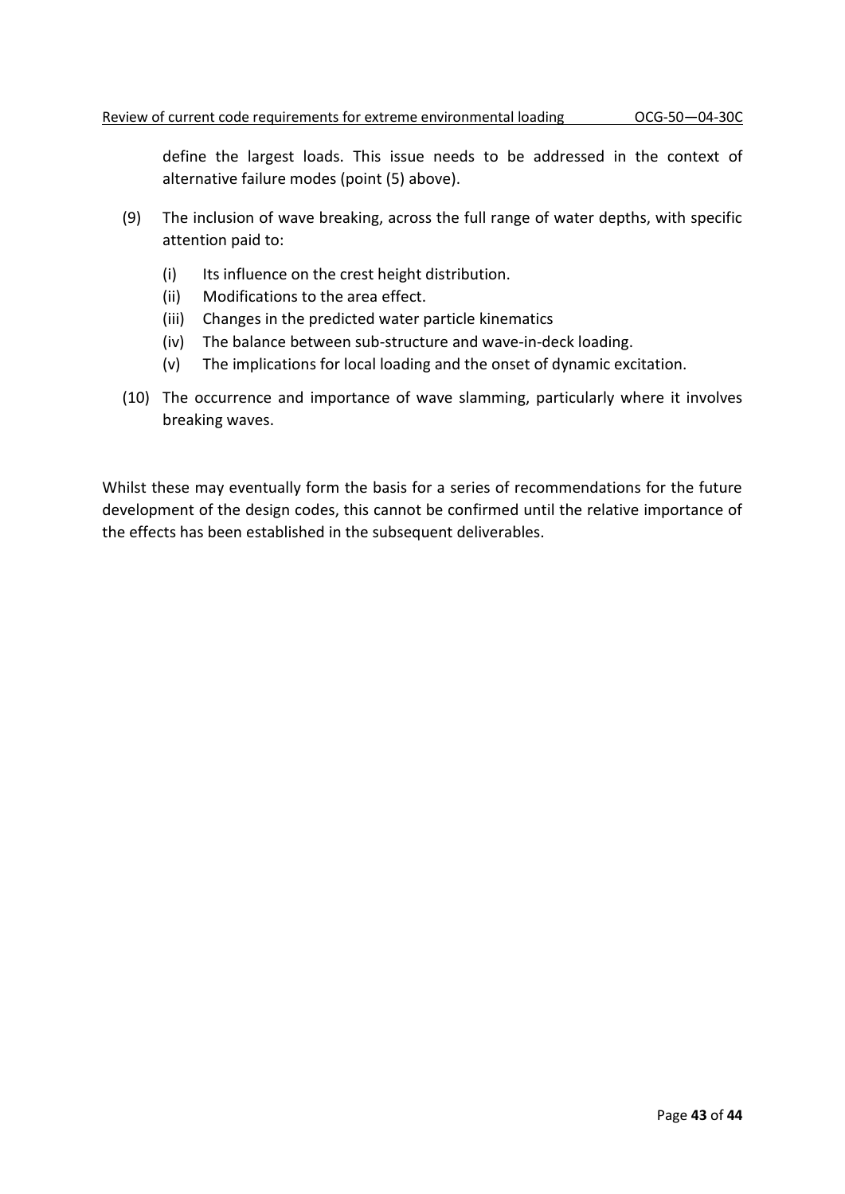define the largest loads. This issue needs to be addressed in the context of alternative failure modes (point (5) above).

(9) The inclusion of wave breaking, across the full range of water depths, with specific attention paid to:

   (i) Its influence on the crest height distribution.
   (ii) Modifications to the area effect.
   (iii) Changes in the predicted water particle kinematics
   (iv) The balance between sub-structure and wave-in-deck loading.
   (v) The implications for local loading and the onset of dynamic excitation.

(10) The occurrence and importance of wave slamming, particularly where it involves breaking waves.

Whilst these may eventually form the basis for a series of recommendations for the future development of the design codes, this cannot be confirmed until the relative importance of the effects has been established in the subsequent deliverables.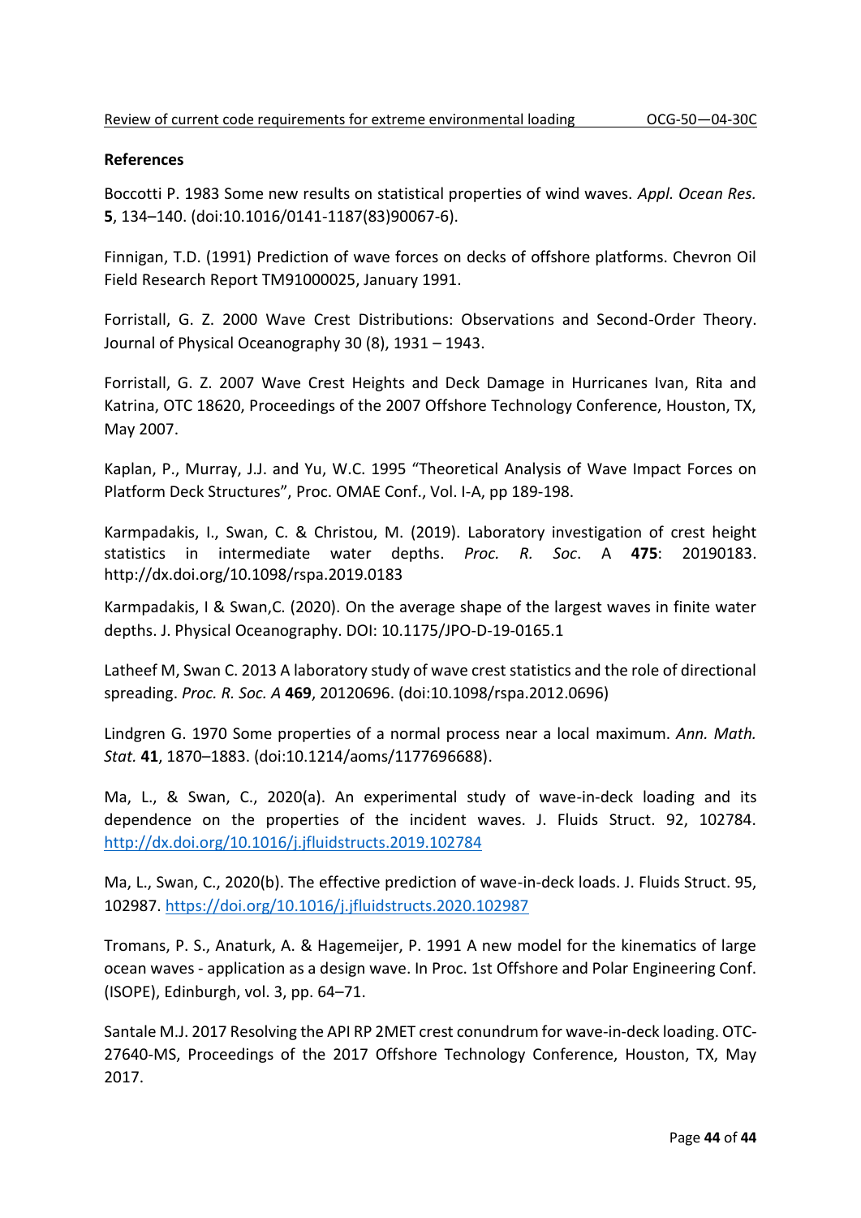**References**

Boccotti P. 1983 Some new results on statistical properties of wind waves. *Appl. Ocean Res.* **5**, 134–140. (doi:10.1016/0141-1187(83)90067-6).

Finnigan, T.D. (1991) Prediction of wave forces on decks of offshore platforms. Chevron Oil Field Research Report TM91000025, January 1991.

Forristall, G. Z. 2000 Wave Crest Distributions: Observations and Second-Order Theory. Journal of Physical Oceanography 30 (8), 1931 – 1943.

Forristall, G. Z. 2007 Wave Crest Heights and Deck Damage in Hurricanes Ivan, Rita and Katrina, OTC 18620, Proceedings of the 2007 Offshore Technology Conference, Houston, TX, May 2007.

Kaplan, P., Murray, J.J. and Yu, W.C. 1995 "Theoretical Analysis of Wave Impact Forces on Platform Deck Structures", Proc. OMAE Conf., Vol. I-A, pp 189-198.

Karmpadakis, I., Swan, C. & Christou, M. (2019). Laboratory investigation of crest height statistics in intermediate water depths. *Proc. R. Soc*. A **475**: 20190183. http://dx.doi.org/10.1098/rspa.2019.0183

Karmpadakis, I & Swan,C. (2020). On the average shape of the largest waves in finite water depths. J. Physical Oceanography. DOI: 10.1175/JPO-D-19-0165.1

Latheef M, Swan C. 2013 A laboratory study of wave crest statistics and the role of directional spreading. *Proc. R. Soc. A* **469**, 20120696. (doi:10.1098/rspa.2012.0696)

Lindgren G. 1970 Some properties of a normal process near a local maximum. *Ann. Math. Stat.* **41**, 1870–1883. (doi:10.1214/aoms/1177696688).

Ma, L., & Swan, C., 2020(a). An experimental study of wave-in-deck loading and its dependence on the properties of the incident waves. J. Fluids Struct. 92, 102784. http://dx.doi.org/10.1016/j.jfluidstructs.2019.102784

Ma, L., Swan, C., 2020(b). The effective prediction of wave-in-deck loads. J. Fluids Struct. 95, 102987. https://doi.org/10.1016/j.jfluidstructs.2020.102987

Tromans, P. S., Anaturk, A. & Hagemeijer, P. 1991 A new model for the kinematics of large ocean waves - application as a design wave. In Proc. 1st Offshore and Polar Engineering Conf. (ISOPE), Edinburgh, vol. 3, pp. 64–71.

Santale M.J. 2017 Resolving the API RP 2MET crest conundrum for wave-in-deck loading. OTC-27640-MS, Proceedings of the 2017 Offshore Technology Conference, Houston, TX, May 2017.